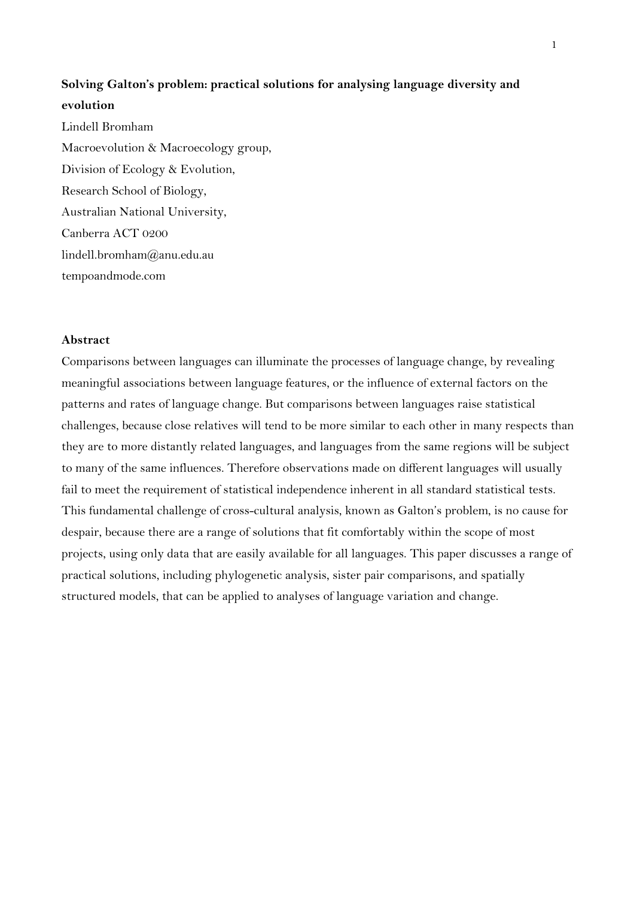# Solving Galton's problem: practical solutions for analysing language diversity and evolution

Lindell Bromham

Macroevolution & Macroecology group,

Division of Ecology & Evolution,

Research School of Biology,

Australian National University,

Canberra ACT 0200

lindell.bromham@anu.edu.au

tempoandmode.com

## Abstract

Comparisons between languages can illuminate the processes of language change, by revealing meaningful associations between language features, or the influence of external factors on the patterns and rates of language change. But comparisons between languages raise statistical challenges, because close relatives will tend to be more similar to each other in many respects than they are to more distantly related languages, and languages from the same regions will be subject to many of the same influences. Therefore observations made on different languages will usually fail to meet the requirement of statistical independence inherent in all standard statistical tests. This fundamental challenge of cross-cultural analysis, known as Galton's problem, is no cause for despair, because there are a range of solutions that fit comfortably within the scope of most projects, using only data that are easily available for all languages. This paper discusses a range of practical solutions, including phylogenetic analysis, sister pair comparisons, and spatially structured models, that can be applied to analyses of language variation and change.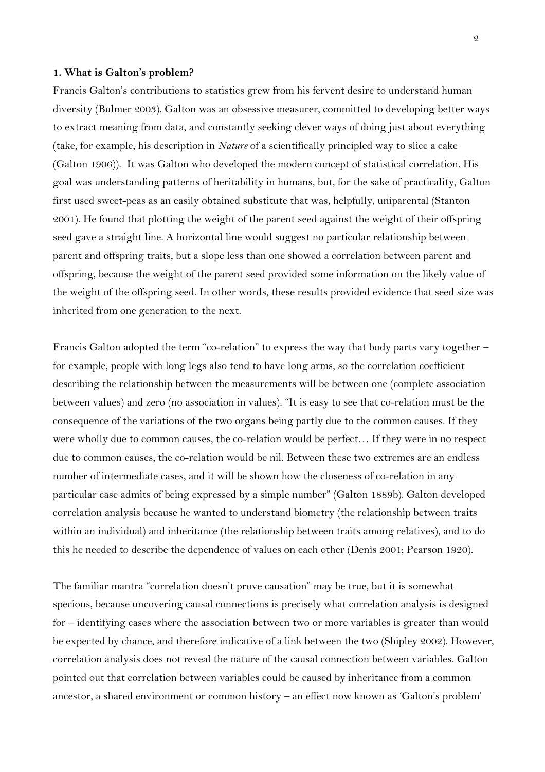**1. What is Galton's problem?**

Francis Galton's contributions to statistics grew from his fervent desire to understand human diversity (Bulmer 2003). Galton was an obsessive measurer, committed to developing better ways to extract meaning from data, and constantly seeking clever ways of doing just about everything (take, for example, his description in *Nature* of a scientifically principled way to slice a cake (Galton 1906)). It was Galton who developed the modern concept of statistical correlation. His goal was understanding patterns of heritability in humans, but, for the sake of practicality, Galton first used sweet-peas as an easily obtained substitute that was, helpfully, uniparental (Stanton 2001). He found that plotting the weight of the parent seed against the weight of their offspring seed gave a straight line. A horizontal line would suggest no particular relationship between parent and offspring traits, but a slope less than one showed a correlation between parent and offspring, because the weight of the parent seed provided some information on the likely value of the weight of the offspring seed. In other words, these results provided evidence that seed size was inherited from one generation to the next.

Francis Galton adopted the term "co-relation" to express the way that body parts vary together – for example, people with long legs also tend to have long arms, so the correlation coefficient describing the relationship between the measurements will be between one (complete association between values) and zero (no association in values). "It is easy to see that co-relation must be the consequence of the variations of the two organs being partly due to the common causes. If they were wholly due to common causes, the co-relation would be perfect… If they were in no respect due to common causes, the co-relation would be nil. Between these two extremes are an endless number of intermediate cases, and it will be shown how the closeness of co-relation in any particular case admits of being expressed by a simple number" (Galton 1889b). Galton developed correlation analysis because he wanted to understand biometry (the relationship between traits within an individual) and inheritance (the relationship between traits among relatives), and to do this he needed to describe the dependence of values on each other (Denis 2001; Pearson 1920).

The familiar mantra "correlation doesn't prove causation" may be true, but it is somewhat specious, because uncovering causal connections is precisely what correlation analysis is designed for – identifying cases where the association between two or more variables is greater than would be expected by chance, and therefore indicative of a link between the two (Shipley 2002). However, correlation analysis does not reveal the nature of the causal connection between variables. Galton pointed out that correlation between variables could be caused by inheritance from a common ancestor, a shared environment or common history – an effect now known as 'Galton's problem'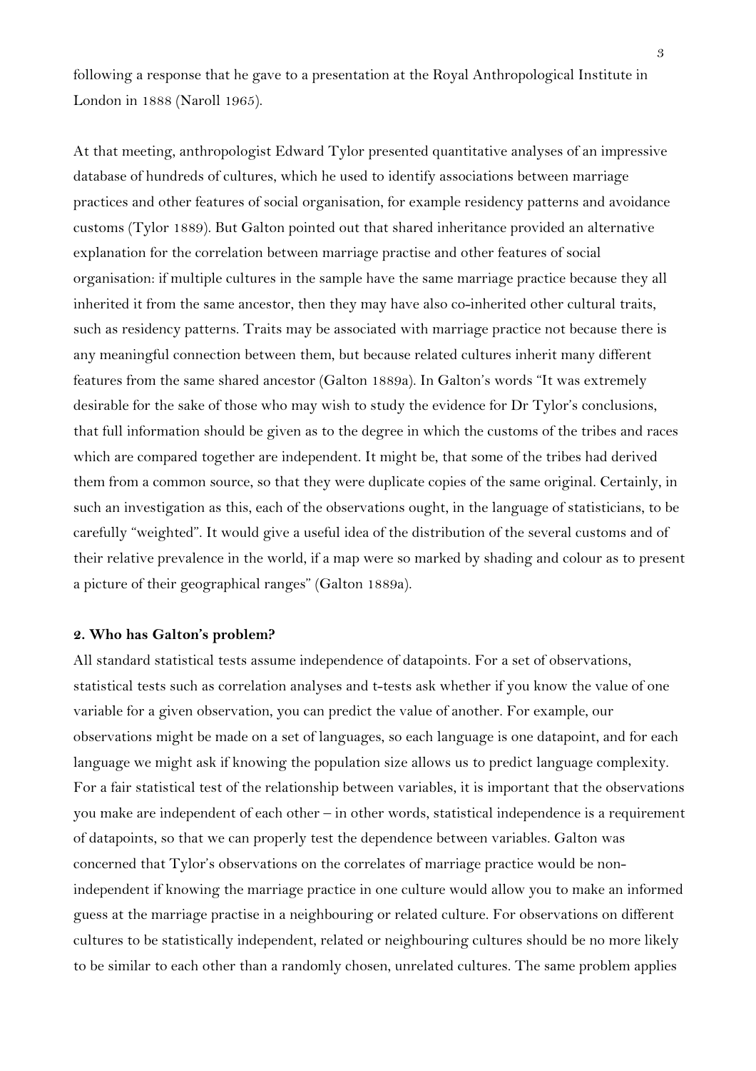following a response that he gave to a presentation at the Royal Anthropological Institute in London in 1888 (Naroll 1965).

At that meeting, anthropologist Edward Tylor presented quantitative analyses of an impressive database of hundreds of cultures, which he used to identify associations between marriage practices and other features of social organisation, for example residency patterns and avoidance customs (Tylor 1889). But Galton pointed out that shared inheritance provided an alternative explanation for the correlation between marriage practise and other features of social organisation: if multiple cultures in the sample have the same marriage practice because they all inherited it from the same ancestor, then they may have also co-inherited other cultural traits, such as residency patterns. Traits may be associated with marriage practice not because there is any meaningful connection between them, but because related cultures inherit many different features from the same shared ancestor (Galton 1889a). In Galton's words "It was extremely desirable for the sake of those who may wish to study the evidence for Dr Tylor's conclusions, that full information should be given as to the degree in which the customs of the tribes and races which are compared together are independent. It might be, that some of the tribes had derived them from a common source, so that they were duplicate copies of the same original. Certainly, in such an investigation as this, each of the observations ought, in the language of statisticians, to be carefully "weighted". It would give a useful idea of the distribution of the several customs and of their relative prevalence in the world, if a map were so marked by shading and colour as to present a picture of their geographical ranges" (Galton 1889a).

## 2. Who has Galton's problem?

All standard statistical tests assume independence of datapoints. For a set of observations, statistical tests such as correlation analyses and t-tests ask whether if you know the value of one variable for a given observation, you can predict the value of another. For example, our observations might be made on a set of languages, so each language is one datapoint, and for each language we might ask if knowing the population size allows us to predict language complexity. For a fair statistical test of the relationship between variables, it is important that the observations you make are independent of each other – in other words, statistical independence is a requirement of datapoints, so that we can properly test the dependence between variables. Galton was concerned that Tylor's observations on the correlates of marriage practice would be non-independent if knowing the marriage practice in one culture would allow you to make an informed guess at the marriage practise in a neighbouring or related culture. For observations on different cultures to be statistically independent, related or neighbouring cultures should be no more likely to be similar to each other than a randomly chosen, unrelated cultures. The same problem applies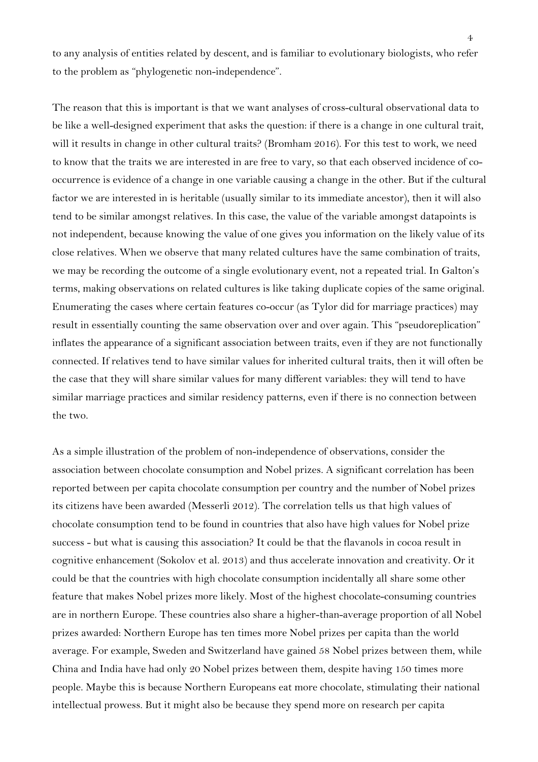to any analysis of entities related by descent, and is familiar to evolutionary biologists, who refer to the problem as "phylogenetic non-independence".

The reason that this is important is that we want analyses of cross-cultural observational data to be like a well-designed experiment that asks the question: if there is a change in one cultural trait, will it results in change in other cultural traits? (Bromham 2016). For this test to work, we need to know that the traits we are interested in are free to vary, so that each observed incidence of co-occurrence is evidence of a change in one variable causing a change in the other. But if the cultural factor we are interested in is heritable (usually similar to its immediate ancestor), then it will also tend to be similar amongst relatives. In this case, the value of the variable amongst datapoints is not independent, because knowing the value of one gives you information on the likely value of its close relatives. When we observe that many related cultures have the same combination of traits, we may be recording the outcome of a single evolutionary event, not a repeated trial. In Galton's terms, making observations on related cultures is like taking duplicate copies of the same original. Enumerating the cases where certain features co-occur (as Tylor did for marriage practices) may result in essentially counting the same observation over and over again. This "pseudoreplication" inflates the appearance of a significant association between traits, even if they are not functionally connected. If relatives tend to have similar values for inherited cultural traits, then it will often be the case that they will share similar values for many different variables: they will tend to have similar marriage practices and similar residency patterns, even if there is no connection between the two.

As a simple illustration of the problem of non-independence of observations, consider the association between chocolate consumption and Nobel prizes. A significant correlation has been reported between per capita chocolate consumption per country and the number of Nobel prizes its citizens have been awarded (Messerli 2012). The correlation tells us that high values of chocolate consumption tend to be found in countries that also have high values for Nobel prize success - but what is causing this association? It could be that the flavanols in cocoa result in cognitive enhancement (Sokolov et al. 2013) and thus accelerate innovation and creativity. Or it could be that the countries with high chocolate consumption incidentally all share some other feature that makes Nobel prizes more likely. Most of the highest chocolate-consuming countries are in northern Europe. These countries also share a higher-than-average proportion of all Nobel prizes awarded: Northern Europe has ten times more Nobel prizes per capita than the world average. For example, Sweden and Switzerland have gained 58 Nobel prizes between them, while China and India have had only 20 Nobel prizes between them, despite having 150 times more people. Maybe this is because Northern Europeans eat more chocolate, stimulating their national intellectual prowess. But it might also be because they spend more on research per capita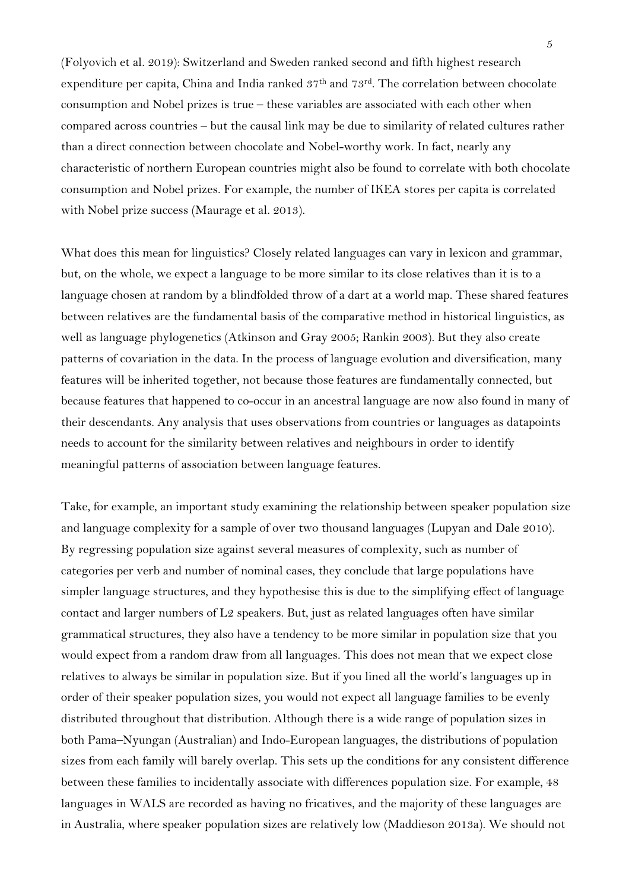(Folyovich et al. 2019): Switzerland and Sweden ranked second and fifth highest research expenditure per capita, China and India ranked 37th and 73rd. The correlation between chocolate consumption and Nobel prizes is true – these variables are associated with each other when compared across countries – but the causal link may be due to similarity of related cultures rather than a direct connection between chocolate and Nobel-worthy work. In fact, nearly any characteristic of northern European countries might also be found to correlate with both chocolate consumption and Nobel prizes. For example, the number of IKEA stores per capita is correlated with Nobel prize success (Maurage et al. 2013).

What does this mean for linguistics? Closely related languages can vary in lexicon and grammar, but, on the whole, we expect a language to be more similar to its close relatives than it is to a language chosen at random by a blindfolded throw of a dart at a world map. These shared features between relatives are the fundamental basis of the comparative method in historical linguistics, as well as language phylogenetics (Atkinson and Gray 2005; Rankin 2003). But they also create patterns of covariation in the data. In the process of language evolution and diversification, many features will be inherited together, not because those features are fundamentally connected, but because features that happened to co-occur in an ancestral language are now also found in many of their descendants. Any analysis that uses observations from countries or languages as datapoints needs to account for the similarity between relatives and neighbours in order to identify meaningful patterns of association between language features.

Take, for example, an important study examining the relationship between speaker population size and language complexity for a sample of over two thousand languages (Lupyan and Dale 2010). By regressing population size against several measures of complexity, such as number of categories per verb and number of nominal cases, they conclude that large populations have simpler language structures, and they hypothesise this is due to the simplifying effect of language contact and larger numbers of L2 speakers. But, just as related languages often have similar grammatical structures, they also have a tendency to be more similar in population size that you would expect from a random draw from all languages. This does not mean that we expect close relatives to always be similar in population size. But if you lined all the world's languages up in order of their speaker population sizes, you would not expect all language families to be evenly distributed throughout that distribution. Although there is a wide range of population sizes in both Pama–Nyungan (Australian) and Indo-European languages, the distributions of population sizes from each family will barely overlap. This sets up the conditions for any consistent difference between these families to incidentally associate with differences population size. For example, 48 languages in WALS are recorded as having no fricatives, and the majority of these languages are in Australia, where speaker population sizes are relatively low (Maddieson 2013a). We should not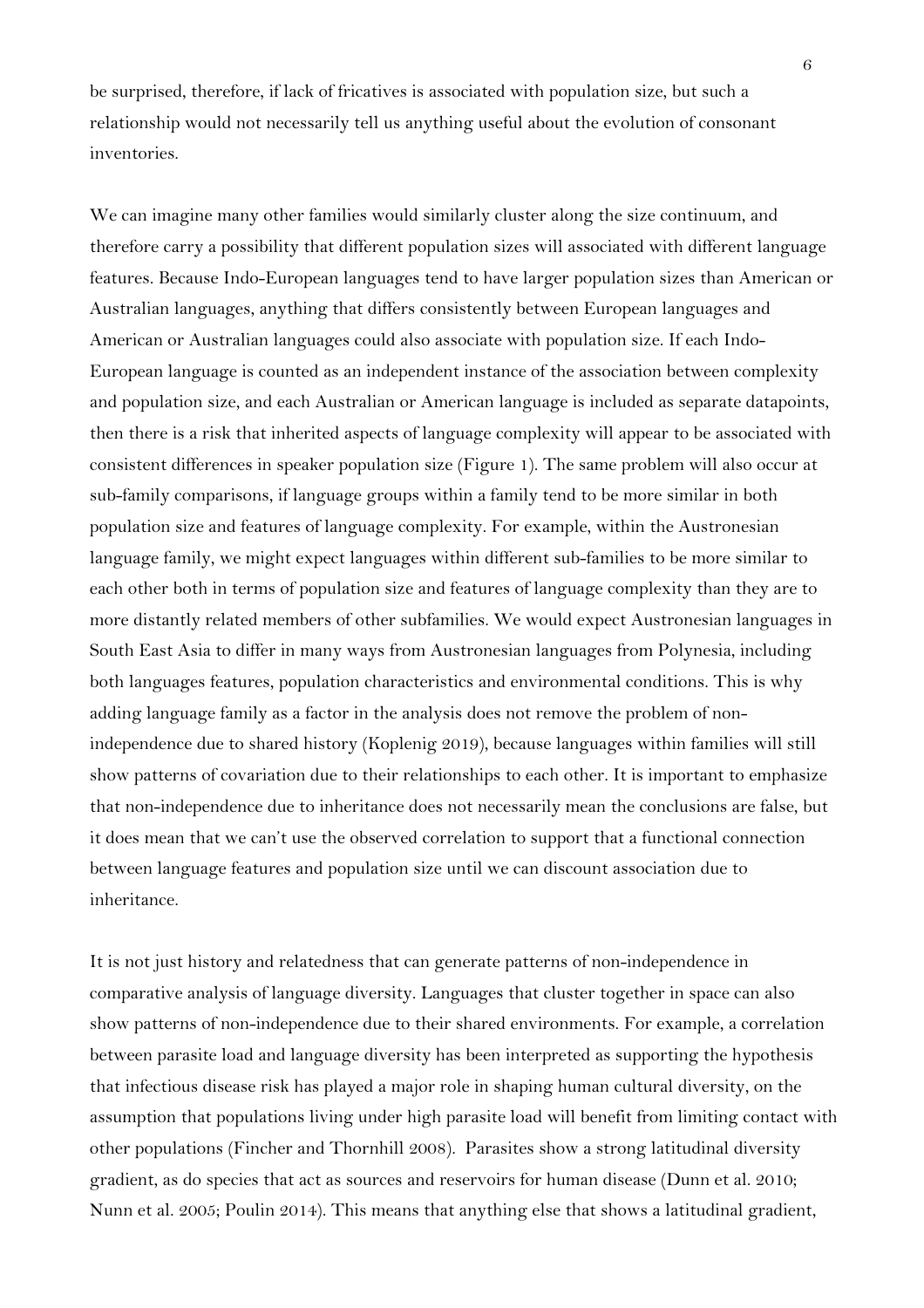be surprised, therefore, if lack of fricatives is associated with population size, but such a relationship would not necessarily tell us anything useful about the evolution of consonant inventories.

We can imagine many other families would similarly cluster along the size continuum, and therefore carry a possibility that different population sizes will associated with different language features. Because Indo-European languages tend to have larger population sizes than American or Australian languages, anything that differs consistently between European languages and American or Australian languages could also associate with population size. If each Indo-European language is counted as an independent instance of the association between complexity and population size, and each Australian or American language is included as separate datapoints, then there is a risk that inherited aspects of language complexity will appear to be associated with consistent differences in speaker population size (Figure 1). The same problem will also occur at sub-family comparisons, if language groups within a family tend to be more similar in both population size and features of language complexity. For example, within the Austronesian language family, we might expect languages within different sub-families to be more similar to each other both in terms of population size and features of language complexity than they are to more distantly related members of other subfamilies. We would expect Austronesian languages in South East Asia to differ in many ways from Austronesian languages from Polynesia, including both languages features, population characteristics and environmental conditions. This is why adding language family as a factor in the analysis does not remove the problem of non-independence due to shared history (Koplenig 2019), because languages within families will still show patterns of covariation due to their relationships to each other. It is important to emphasize that non-independence due to inheritance does not necessarily mean the conclusions are false, but it does mean that we can't use the observed correlation to support that a functional connection between language features and population size until we can discount association due to inheritance.

It is not just history and relatedness that can generate patterns of non-independence in comparative analysis of language diversity. Languages that cluster together in space can also show patterns of non-independence due to their shared environments. For example, a correlation between parasite load and language diversity has been interpreted as supporting the hypothesis that infectious disease risk has played a major role in shaping human cultural diversity, on the assumption that populations living under high parasite load will benefit from limiting contact with other populations (Fincher and Thornhill 2008). Parasites show a strong latitudinal diversity gradient, as do species that act as sources and reservoirs for human disease (Dunn et al. 2010; Nunn et al. 2005; Poulin 2014). This means that anything else that shows a latitudinal gradient,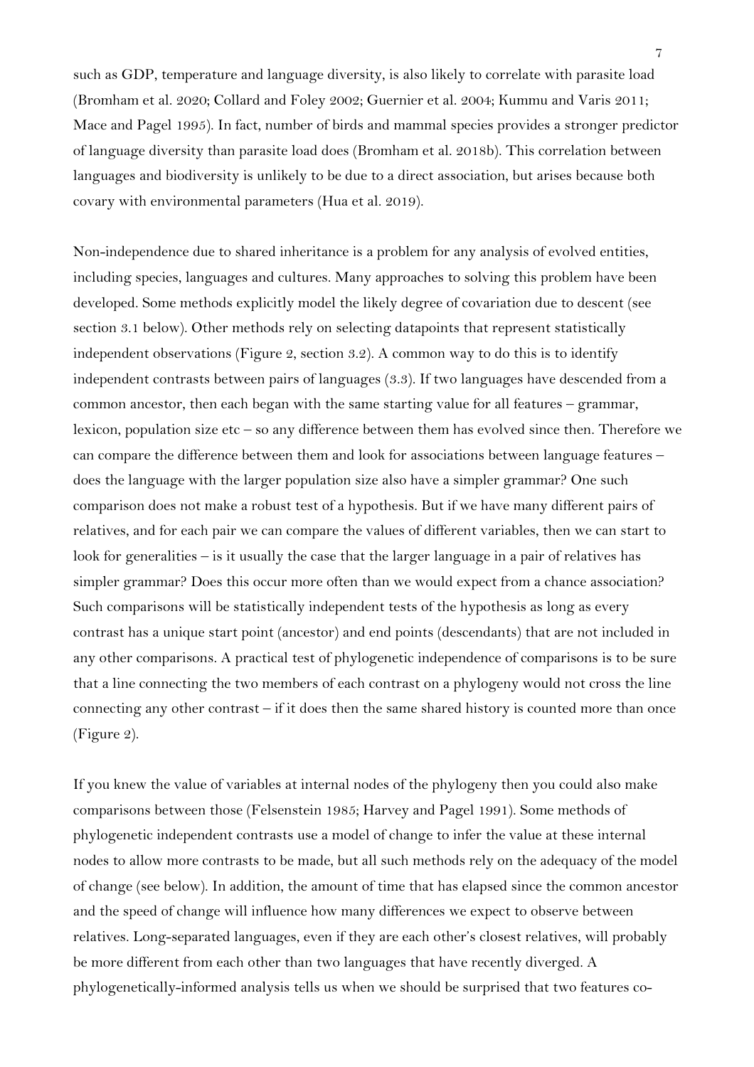such as GDP, temperature and language diversity, is also likely to correlate with parasite load (Bromham et al. 2020; Collard and Foley 2002; Guernier et al. 2004; Kummu and Varis 2011; Mace and Pagel 1995). In fact, number of birds and mammal species provides a stronger predictor of language diversity than parasite load does (Bromham et al. 2018b). This correlation between languages and biodiversity is unlikely to be due to a direct association, but arises because both covary with environmental parameters (Hua et al. 2019).

Non-independence due to shared inheritance is a problem for any analysis of evolved entities, including species, languages and cultures. Many approaches to solving this problem have been developed. Some methods explicitly model the likely degree of covariation due to descent (see section 3.1 below). Other methods rely on selecting datapoints that represent statistically independent observations (Figure 2, section 3.2). A common way to do this is to identify independent contrasts between pairs of languages (3.3). If two languages have descended from a common ancestor, then each began with the same starting value for all features – grammar, lexicon, population size etc – so any difference between them has evolved since then. Therefore we can compare the difference between them and look for associations between language features – does the language with the larger population size also have a simpler grammar? One such comparison does not make a robust test of a hypothesis. But if we have many different pairs of relatives, and for each pair we can compare the values of different variables, then we can start to look for generalities – is it usually the case that the larger language in a pair of relatives has simpler grammar? Does this occur more often than we would expect from a chance association? Such comparisons will be statistically independent tests of the hypothesis as long as every contrast has a unique start point (ancestor) and end points (descendants) that are not included in any other comparisons. A practical test of phylogenetic independence of comparisons is to be sure that a line connecting the two members of each contrast on a phylogeny would not cross the line connecting any other contrast – if it does then the same shared history is counted more than once (Figure 2).

If you knew the value of variables at internal nodes of the phylogeny then you could also make comparisons between those (Felsenstein 1985; Harvey and Pagel 1991). Some methods of phylogenetic independent contrasts use a model of change to infer the value at these internal nodes to allow more contrasts to be made, but all such methods rely on the adequacy of the model of change (see below). In addition, the amount of time that has elapsed since the common ancestor and the speed of change will influence how many differences we expect to observe between relatives. Long-separated languages, even if they are each other's closest relatives, will probably be more different from each other than two languages that have recently diverged. A phylogenetically-informed analysis tells us when we should be surprised that two features co-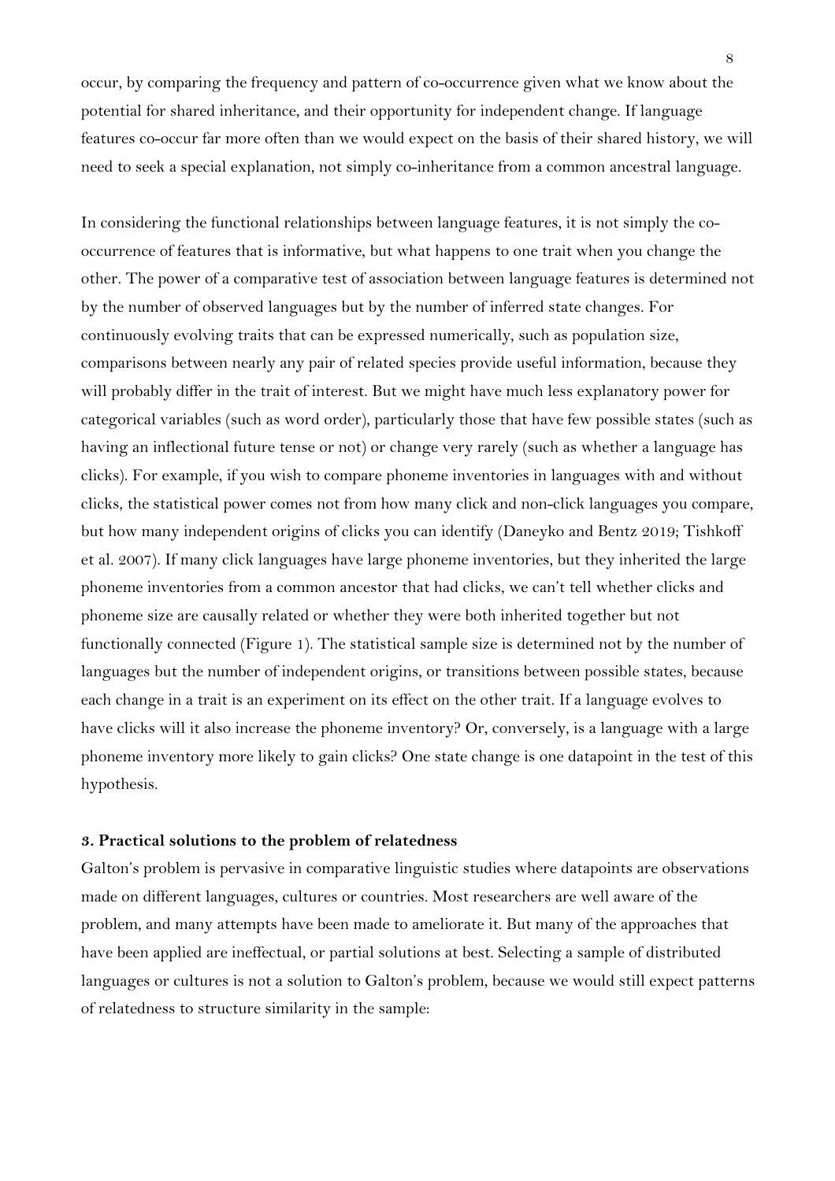occur, by comparing the frequency and pattern of co-occurrence given what we know about the potential for shared inheritance, and their opportunity for independent change. If language features co-occur far more often than we would expect on the basis of their shared history, we will need to seek a special explanation, not simply co-inheritance from a common ancestral language.

In considering the functional relationships between language features, it is not simply the co-occurrence of features that is informative, but what happens to one trait when you change the other. The power of a comparative test of association between language features is determined not by the number of observed languages but by the number of inferred state changes. For continuously evolving traits that can be expressed numerically, such as population size, comparisons between nearly any pair of related species provide useful information, because they will probably differ in the trait of interest. But we might have much less explanatory power for categorical variables (such as word order), particularly those that have few possible states (such as having an inflectional future tense or not) or change very rarely (such as whether a language has clicks). For example, if you wish to compare phoneme inventories in languages with and without clicks, the statistical power comes not from how many click and non-click languages you compare, but how many independent origins of clicks you can identify (Daneyko and Bentz 2019; Tishkoff et al. 2007). If many click languages have large phoneme inventories, but they inherited the large phoneme inventories from a common ancestor that had clicks, we can't tell whether clicks and phoneme size are causally related or whether they were both inherited together but not functionally connected (Figure 1). The statistical sample size is determined not by the number of languages but the number of independent origins, or transitions between possible states, because each change in a trait is an experiment on its effect on the other trait. If a language evolves to have clicks will it also increase the phoneme inventory? Or, conversely, is a language with a large phoneme inventory more likely to gain clicks? One state change is one datapoint in the test of this hypothesis.

## 3. Practical solutions to the problem of relatedness

Galton's problem is pervasive in comparative linguistic studies where datapoints are observations made on different languages, cultures or countries. Most researchers are well aware of the problem, and many attempts have been made to ameliorate it. But many of the approaches that have been applied are ineffectual, or partial solutions at best. Selecting a sample of distributed languages or cultures is not a solution to Galton's problem, because we would still expect patterns of relatedness to structure similarity in the sample: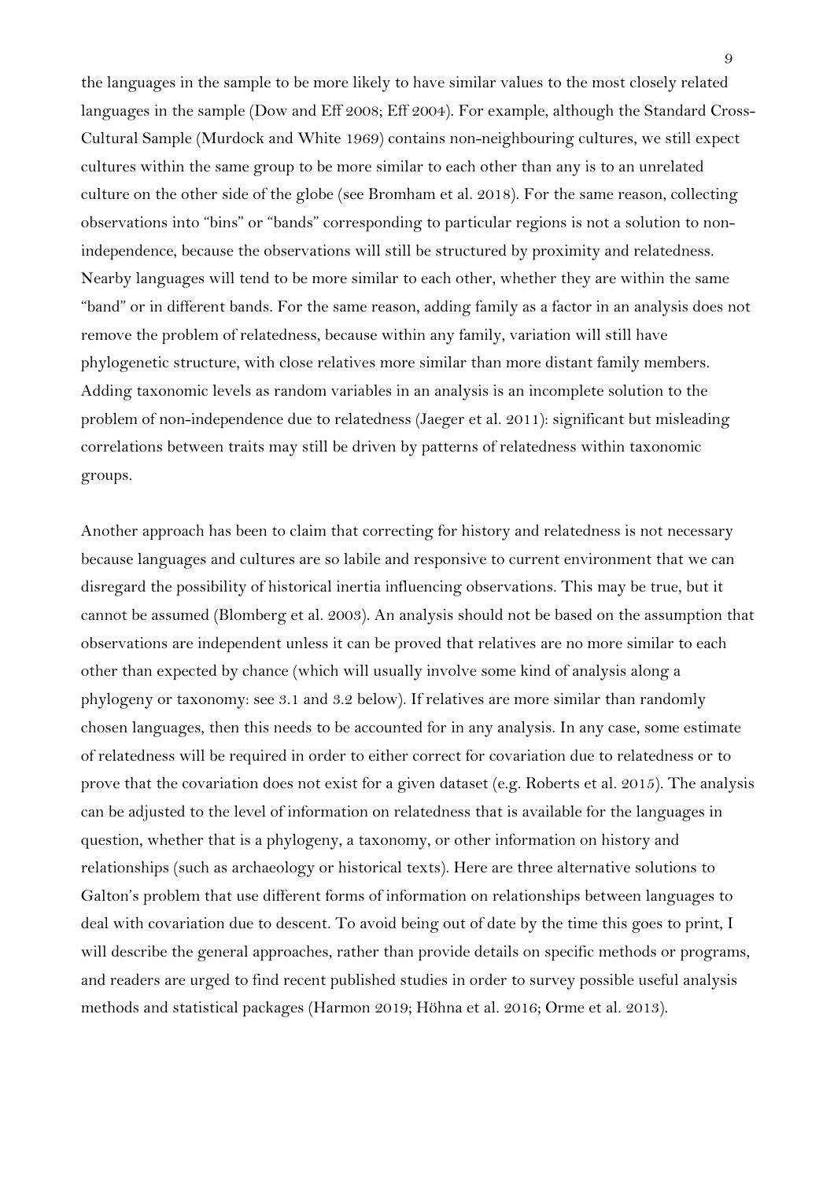the languages in the sample to be more likely to have similar values to the most closely related languages in the sample (Dow and Eff 2008; Eff 2004). For example, although the Standard Cross-Cultural Sample (Murdock and White 1969) contains non-neighbouring cultures, we still expect cultures within the same group to be more similar to each other than any is to an unrelated culture on the other side of the globe (see Bromham et al. 2018). For the same reason, collecting observations into "bins" or "bands" corresponding to particular regions is not a solution to non-independence, because the observations will still be structured by proximity and relatedness. Nearby languages will tend to be more similar to each other, whether they are within the same "band" or in different bands. For the same reason, adding family as a factor in an analysis does not remove the problem of relatedness, because within any family, variation will still have phylogenetic structure, with close relatives more similar than more distant family members. Adding taxonomic levels as random variables in an analysis is an incomplete solution to the problem of non-independence due to relatedness (Jaeger et al. 2011): significant but misleading correlations between traits may still be driven by patterns of relatedness within taxonomic groups.

Another approach has been to claim that correcting for history and relatedness is not necessary because languages and cultures are so labile and responsive to current environment that we can disregard the possibility of historical inertia influencing observations. This may be true, but it cannot be assumed (Blomberg et al. 2003). An analysis should not be based on the assumption that observations are independent unless it can be proved that relatives are no more similar to each other than expected by chance (which will usually involve some kind of analysis along a phylogeny or taxonomy: see 3.1 and 3.2 below). If relatives are more similar than randomly chosen languages, then this needs to be accounted for in any analysis. In any case, some estimate of relatedness will be required in order to either correct for covariation due to relatedness or to prove that the covariation does not exist for a given dataset (e.g. Roberts et al. 2015). The analysis can be adjusted to the level of information on relatedness that is available for the languages in question, whether that is a phylogeny, a taxonomy, or other information on history and relationships (such as archaeology or historical texts). Here are three alternative solutions to Galton's problem that use different forms of information on relationships between languages to deal with covariation due to descent. To avoid being out of date by the time this goes to print, I will describe the general approaches, rather than provide details on specific methods or programs, and readers are urged to find recent published studies in order to survey possible useful analysis methods and statistical packages (Harmon 2019; Höhna et al. 2016; Orme et al. 2013).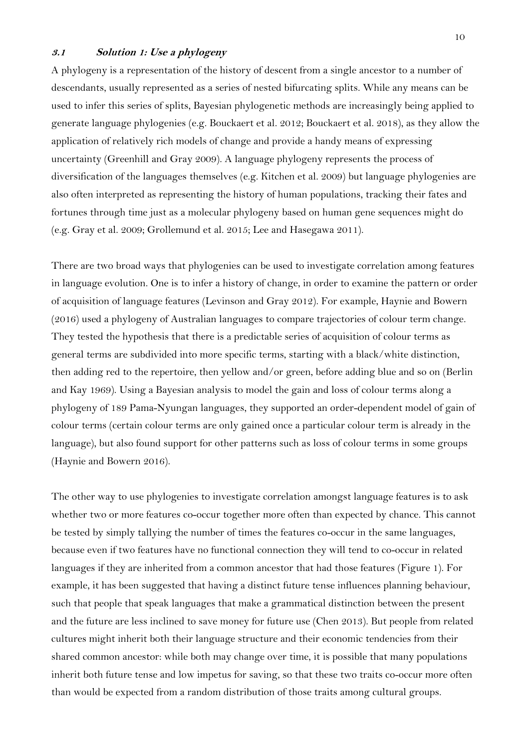### *3.1 Solution 1: Use a phylogeny*

A phylogeny is a representation of the history of descent from a single ancestor to a number of descendants, usually represented as a series of nested bifurcating splits. While any means can be used to infer this series of splits, Bayesian phylogenetic methods are increasingly being applied to generate language phylogenies (e.g. Bouckaert et al. 2012; Bouckaert et al. 2018), as they allow the application of relatively rich models of change and provide a handy means of expressing uncertainty (Greenhill and Gray 2009). A language phylogeny represents the process of diversification of the languages themselves (e.g. Kitchen et al. 2009) but language phylogenies are also often interpreted as representing the history of human populations, tracking their fates and fortunes through time just as a molecular phylogeny based on human gene sequences might do (e.g. Gray et al. 2009; Grollemund et al. 2015; Lee and Hasegawa 2011).

There are two broad ways that phylogenies can be used to investigate correlation among features in language evolution. One is to infer a history of change, in order to examine the pattern or order of acquisition of language features (Levinson and Gray 2012). For example, Haynie and Bowern (2016) used a phylogeny of Australian languages to compare trajectories of colour term change. They tested the hypothesis that there is a predictable series of acquisition of colour terms as general terms are subdivided into more specific terms, starting with a black/white distinction, then adding red to the repertoire, then yellow and/or green, before adding blue and so on (Berlin and Kay 1969). Using a Bayesian analysis to model the gain and loss of colour terms along a phylogeny of 189 Pama-Nyungan languages, they supported an order-dependent model of gain of colour terms (certain colour terms are only gained once a particular colour term is already in the language), but also found support for other patterns such as loss of colour terms in some groups (Haynie and Bowern 2016).

The other way to use phylogenies to investigate correlation amongst language features is to ask whether two or more features co-occur together more often than expected by chance. This cannot be tested by simply tallying the number of times the features co-occur in the same languages, because even if two features have no functional connection they will tend to co-occur in related languages if they are inherited from a common ancestor that had those features (Figure 1). For example, it has been suggested that having a distinct future tense influences planning behaviour, such that people that speak languages that make a grammatical distinction between the present and the future are less inclined to save money for future use (Chen 2013). But people from related cultures might inherit both their language structure and their economic tendencies from their shared common ancestor: while both may change over time, it is possible that many populations inherit both future tense and low impetus for saving, so that these two traits co-occur more often than would be expected from a random distribution of those traits among cultural groups.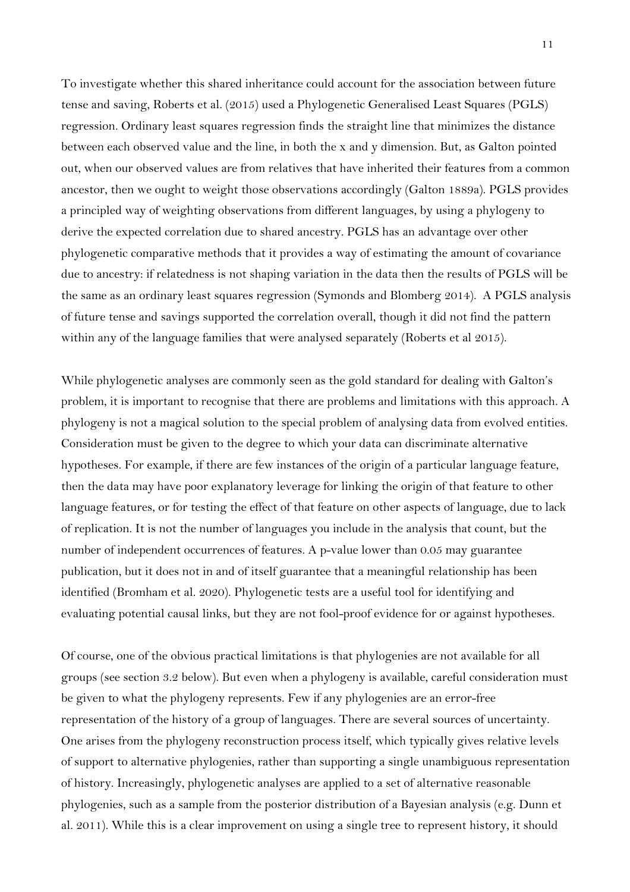To investigate whether this shared inheritance could account for the association between future tense and saving, Roberts et al. (2015) used a Phylogenetic Generalised Least Squares (PGLS) regression. Ordinary least squares regression finds the straight line that minimizes the distance between each observed value and the line, in both the x and y dimension. But, as Galton pointed out, when our observed values are from relatives that have inherited their features from a common ancestor, then we ought to weight those observations accordingly (Galton 1889a). PGLS provides a principled way of weighting observations from different languages, by using a phylogeny to derive the expected correlation due to shared ancestry. PGLS has an advantage over other phylogenetic comparative methods that it provides a way of estimating the amount of covariance due to ancestry: if relatedness is not shaping variation in the data then the results of PGLS will be the same as an ordinary least squares regression (Symonds and Blomberg 2014). A PGLS analysis of future tense and savings supported the correlation overall, though it did not find the pattern within any of the language families that were analysed separately (Roberts et al 2015).

While phylogenetic analyses are commonly seen as the gold standard for dealing with Galton's problem, it is important to recognise that there are problems and limitations with this approach. A phylogeny is not a magical solution to the special problem of analysing data from evolved entities. Consideration must be given to the degree to which your data can discriminate alternative hypotheses. For example, if there are few instances of the origin of a particular language feature, then the data may have poor explanatory leverage for linking the origin of that feature to other language features, or for testing the effect of that feature on other aspects of language, due to lack of replication. It is not the number of languages you include in the analysis that count, but the number of independent occurrences of features. A p-value lower than 0.05 may guarantee publication, but it does not in and of itself guarantee that a meaningful relationship has been identified (Bromham et al. 2020). Phylogenetic tests are a useful tool for identifying and evaluating potential causal links, but they are not fool-proof evidence for or against hypotheses.

Of course, one of the obvious practical limitations is that phylogenies are not available for all groups (see section 3.2 below). But even when a phylogeny is available, careful consideration must be given to what the phylogeny represents. Few if any phylogenies are an error-free representation of the history of a group of languages. There are several sources of uncertainty. One arises from the phylogeny reconstruction process itself, which typically gives relative levels of support to alternative phylogenies, rather than supporting a single unambiguous representation of history. Increasingly, phylogenetic analyses are applied to a set of alternative reasonable phylogenies, such as a sample from the posterior distribution of a Bayesian analysis (e.g. Dunn et al. 2011). While this is a clear improvement on using a single tree to represent history, it should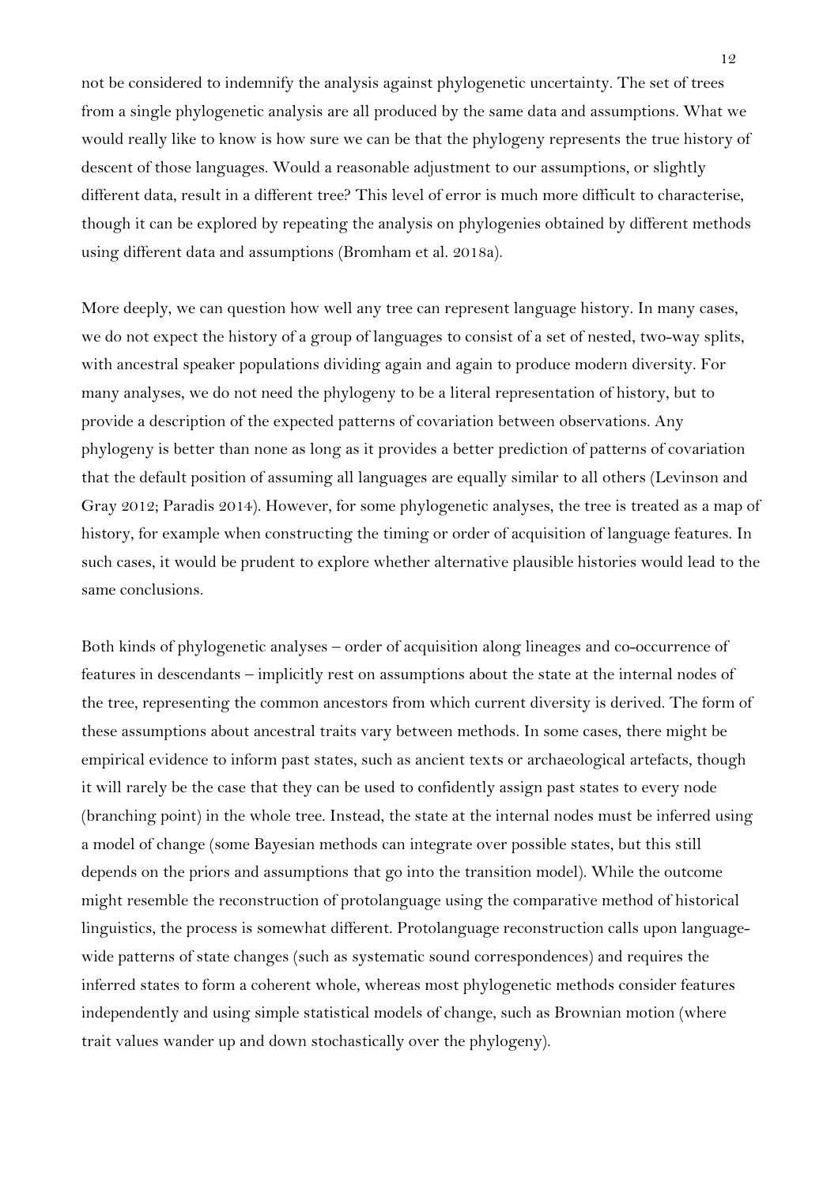not be considered to indemnify the analysis against phylogenetic uncertainty. The set of trees from a single phylogenetic analysis are all produced by the same data and assumptions. What we would really like to know is how sure we can be that the phylogeny represents the true history of descent of those languages. Would a reasonable adjustment to our assumptions, or slightly different data, result in a different tree? This level of error is much more difficult to characterise, though it can be explored by repeating the analysis on phylogenies obtained by different methods using different data and assumptions (Bromham et al. 2018a).

More deeply, we can question how well any tree can represent language history. In many cases, we do not expect the history of a group of languages to consist of a set of nested, two-way splits, with ancestral speaker populations dividing again and again to produce modern diversity. For many analyses, we do not need the phylogeny to be a literal representation of history, but to provide a description of the expected patterns of covariation between observations. Any phylogeny is better than none as long as it provides a better prediction of patterns of covariation that the default position of assuming all languages are equally similar to all others (Levinson and Gray 2012; Paradis 2014). However, for some phylogenetic analyses, the tree is treated as a map of history, for example when constructing the timing or order of acquisition of language features. In such cases, it would be prudent to explore whether alternative plausible histories would lead to the same conclusions.

Both kinds of phylogenetic analyses – order of acquisition along lineages and co-occurrence of features in descendants – implicitly rest on assumptions about the state at the internal nodes of the tree, representing the common ancestors from which current diversity is derived. The form of these assumptions about ancestral traits vary between methods. In some cases, there might be empirical evidence to inform past states, such as ancient texts or archaeological artefacts, though it will rarely be the case that they can be used to confidently assign past states to every node (branching point) in the whole tree. Instead, the state at the internal nodes must be inferred using a model of change (some Bayesian methods can integrate over possible states, but this still depends on the priors and assumptions that go into the transition model). While the outcome might resemble the reconstruction of protolanguage using the comparative method of historical linguistics, the process is somewhat different. Protolanguage reconstruction calls upon language-wide patterns of state changes (such as systematic sound correspondences) and requires the inferred states to form a coherent whole, whereas most phylogenetic methods consider features independently and using simple statistical models of change, such as Brownian motion (where trait values wander up and down stochastically over the phylogeny).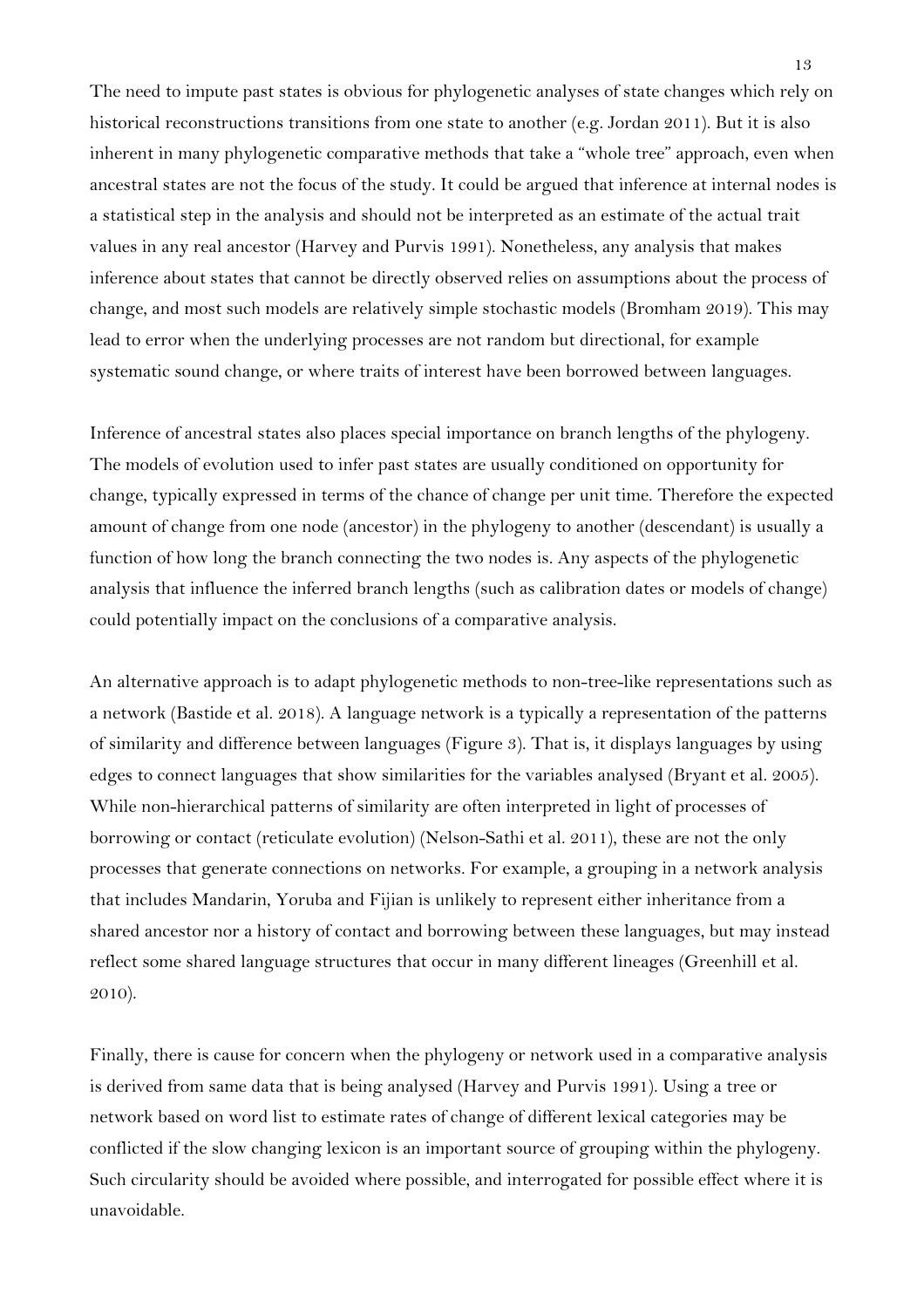The need to impute past states is obvious for phylogenetic analyses of state changes which rely on historical reconstructions transitions from one state to another (e.g. Jordan 2011). But it is also inherent in many phylogenetic comparative methods that take a "whole tree" approach, even when ancestral states are not the focus of the study. It could be argued that inference at internal nodes is a statistical step in the analysis and should not be interpreted as an estimate of the actual trait values in any real ancestor (Harvey and Purvis 1991). Nonetheless, any analysis that makes inference about states that cannot be directly observed relies on assumptions about the process of change, and most such models are relatively simple stochastic models (Bromham 2019). This may lead to error when the underlying processes are not random but directional, for example systematic sound change, or where traits of interest have been borrowed between languages.

Inference of ancestral states also places special importance on branch lengths of the phylogeny. The models of evolution used to infer past states are usually conditioned on opportunity for change, typically expressed in terms of the chance of change per unit time. Therefore the expected amount of change from one node (ancestor) in the phylogeny to another (descendant) is usually a function of how long the branch connecting the two nodes is. Any aspects of the phylogenetic analysis that influence the inferred branch lengths (such as calibration dates or models of change) could potentially impact on the conclusions of a comparative analysis.

An alternative approach is to adapt phylogenetic methods to non-tree-like representations such as a network (Bastide et al. 2018). A language network is a typically a representation of the patterns of similarity and difference between languages (Figure 3). That is, it displays languages by using edges to connect languages that show similarities for the variables analysed (Bryant et al. 2005). While non-hierarchical patterns of similarity are often interpreted in light of processes of borrowing or contact (reticulate evolution) (Nelson-Sathi et al. 2011), these are not the only processes that generate connections on networks. For example, a grouping in a network analysis that includes Mandarin, Yoruba and Fijian is unlikely to represent either inheritance from a shared ancestor nor a history of contact and borrowing between these languages, but may instead reflect some shared language structures that occur in many different lineages (Greenhill et al. 2010).

Finally, there is cause for concern when the phylogeny or network used in a comparative analysis is derived from same data that is being analysed (Harvey and Purvis 1991). Using a tree or network based on word list to estimate rates of change of different lexical categories may be conflicted if the slow changing lexicon is an important source of grouping within the phylogeny. Such circularity should be avoided where possible, and interrogated for possible effect where it is unavoidable.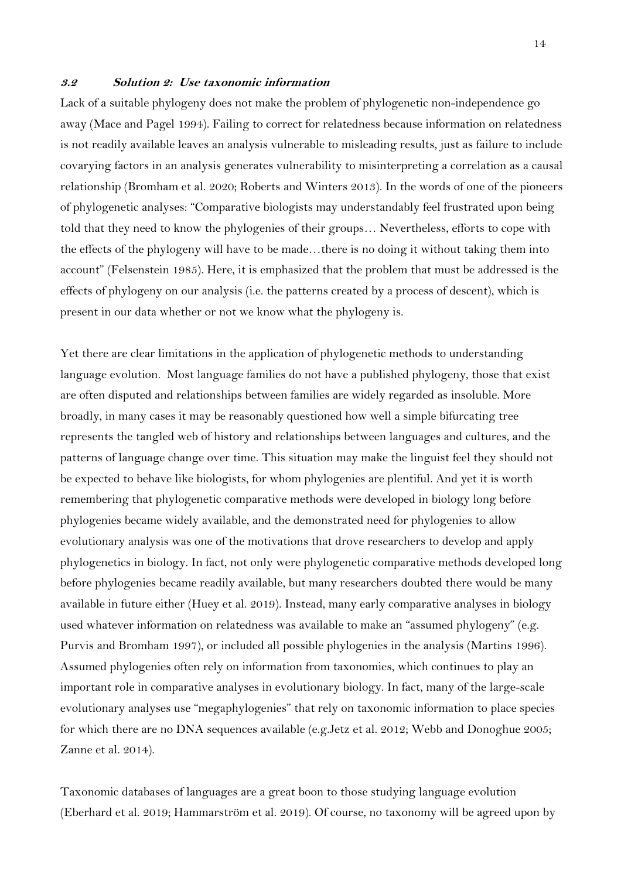### *3.2 Solution 2: Use taxonomic information*

Lack of a suitable phylogeny does not make the problem of phylogenetic non-independence go away (Mace and Pagel 1994). Failing to correct for relatedness because information on relatedness is not readily available leaves an analysis vulnerable to misleading results, just as failure to include covarying factors in an analysis generates vulnerability to misinterpreting a correlation as a causal relationship (Bromham et al. 2020; Roberts and Winters 2013). In the words of one of the pioneers of phylogenetic analyses: "Comparative biologists may understandably feel frustrated upon being told that they need to know the phylogenies of their groups… Nevertheless, efforts to cope with the effects of the phylogeny will have to be made…there is no doing it without taking them into account" (Felsenstein 1985). Here, it is emphasized that the problem that must be addressed is the effects of phylogeny on our analysis (i.e. the patterns created by a process of descent), which is present in our data whether or not we know what the phylogeny is.

Yet there are clear limitations in the application of phylogenetic methods to understanding language evolution. Most language families do not have a published phylogeny, those that exist are often disputed and relationships between families are widely regarded as insoluble. More broadly, in many cases it may be reasonably questioned how well a simple bifurcating tree represents the tangled web of history and relationships between languages and cultures, and the patterns of language change over time. This situation may make the linguist feel they should not be expected to behave like biologists, for whom phylogenies are plentiful. And yet it is worth remembering that phylogenetic comparative methods were developed in biology long before phylogenies became widely available, and the demonstrated need for phylogenies to allow evolutionary analysis was one of the motivations that drove researchers to develop and apply phylogenetics in biology. In fact, not only were phylogenetic comparative methods developed long before phylogenies became readily available, but many researchers doubted there would be many available in future either (Huey et al. 2019). Instead, many early comparative analyses in biology used whatever information on relatedness was available to make an "assumed phylogeny" (e.g. Purvis and Bromham 1997), or included all possible phylogenies in the analysis (Martins 1996). Assumed phylogenies often rely on information from taxonomies, which continues to play an important role in comparative analyses in evolutionary biology. In fact, many of the large-scale evolutionary analyses use "megaphylogenies" that rely on taxonomic information to place species for which there are no DNA sequences available (e.g.Jetz et al. 2012; Webb and Donoghue 2005; Zanne et al. 2014).

Taxonomic databases of languages are a great boon to those studying language evolution (Eberhard et al. 2019; Hammarström et al. 2019). Of course, no taxonomy will be agreed upon by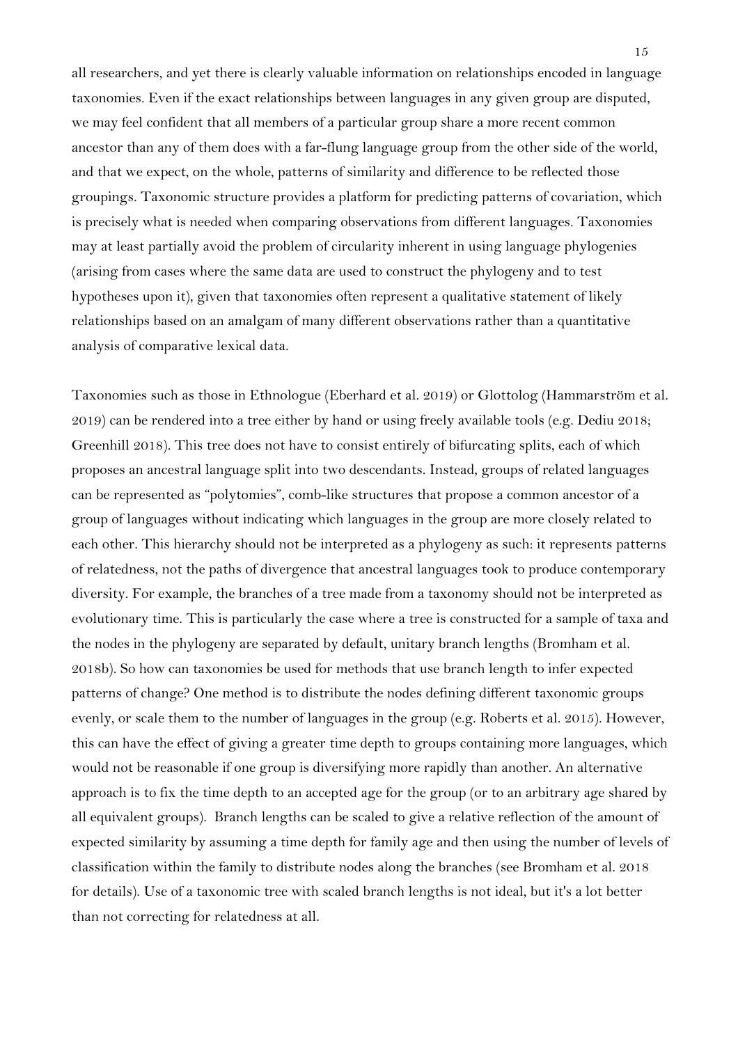all researchers, and yet there is clearly valuable information on relationships encoded in language taxonomies. Even if the exact relationships between languages in any given group are disputed, we may feel confident that all members of a particular group share a more recent common ancestor than any of them does with a far-flung language group from the other side of the world, and that we expect, on the whole, patterns of similarity and difference to be reflected those groupings. Taxonomic structure provides a platform for predicting patterns of covariation, which is precisely what is needed when comparing observations from different languages. Taxonomies may at least partially avoid the problem of circularity inherent in using language phylogenies (arising from cases where the same data are used to construct the phylogeny and to test hypotheses upon it), given that taxonomies often represent a qualitative statement of likely relationships based on an amalgam of many different observations rather than a quantitative analysis of comparative lexical data.

Taxonomies such as those in Ethnologue (Eberhard et al. 2019) or Glottolog (Hammarström et al. 2019) can be rendered into a tree either by hand or using freely available tools (e.g. Dediu 2018; Greenhill 2018). This tree does not have to consist entirely of bifurcating splits, each of which proposes an ancestral language split into two descendants. Instead, groups of related languages can be represented as "polytomies", comb-like structures that propose a common ancestor of a group of languages without indicating which languages in the group are more closely related to each other. This hierarchy should not be interpreted as a phylogeny as such: it represents patterns of relatedness, not the paths of divergence that ancestral languages took to produce contemporary diversity. For example, the branches of a tree made from a taxonomy should not be interpreted as evolutionary time. This is particularly the case where a tree is constructed for a sample of taxa and the nodes in the phylogeny are separated by default, unitary branch lengths (Bromham et al. 2018b). So how can taxonomies be used for methods that use branch length to infer expected patterns of change? One method is to distribute the nodes defining different taxonomic groups evenly, or scale them to the number of languages in the group (e.g. Roberts et al. 2015). However, this can have the effect of giving a greater time depth to groups containing more languages, which would not be reasonable if one group is diversifying more rapidly than another. An alternative approach is to fix the time depth to an accepted age for the group (or to an arbitrary age shared by all equivalent groups). Branch lengths can be scaled to give a relative reflection of the amount of expected similarity by assuming a time depth for family age and then using the number of levels of classification within the family to distribute nodes along the branches (see Bromham et al. 2018 for details). Use of a taxonomic tree with scaled branch lengths is not ideal, but it's a lot better than not correcting for relatedness at all.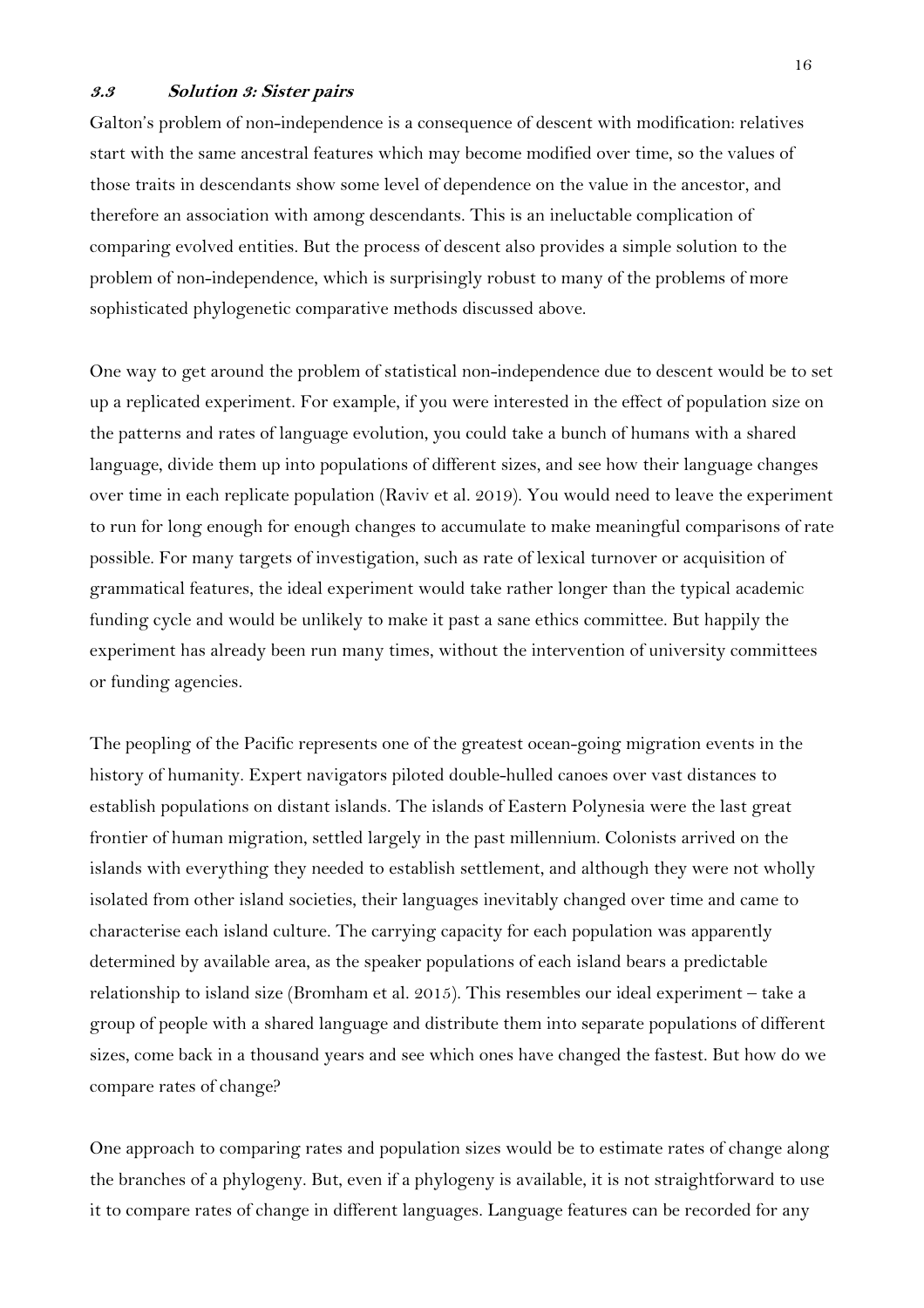### *3.3 Solution 3: Sister pairs*

Galton's problem of non-independence is a consequence of descent with modification: relatives start with the same ancestral features which may become modified over time, so the values of those traits in descendants show some level of dependence on the value in the ancestor, and therefore an association with among descendants. This is an ineluctable complication of comparing evolved entities. But the process of descent also provides a simple solution to the problem of non-independence, which is surprisingly robust to many of the problems of more sophisticated phylogenetic comparative methods discussed above.

One way to get around the problem of statistical non-independence due to descent would be to set up a replicated experiment. For example, if you were interested in the effect of population size on the patterns and rates of language evolution, you could take a bunch of humans with a shared language, divide them up into populations of different sizes, and see how their language changes over time in each replicate population (Raviv et al. 2019). You would need to leave the experiment to run for long enough for enough changes to accumulate to make meaningful comparisons of rate possible. For many targets of investigation, such as rate of lexical turnover or acquisition of grammatical features, the ideal experiment would take rather longer than the typical academic funding cycle and would be unlikely to make it past a sane ethics committee. But happily the experiment has already been run many times, without the intervention of university committees or funding agencies.

The peopling of the Pacific represents one of the greatest ocean-going migration events in the history of humanity. Expert navigators piloted double-hulled canoes over vast distances to establish populations on distant islands. The islands of Eastern Polynesia were the last great frontier of human migration, settled largely in the past millennium. Colonists arrived on the islands with everything they needed to establish settlement, and although they were not wholly isolated from other island societies, their languages inevitably changed over time and came to characterise each island culture. The carrying capacity for each population was apparently determined by available area, as the speaker populations of each island bears a predictable relationship to island size (Bromham et al. 2015). This resembles our ideal experiment – take a group of people with a shared language and distribute them into separate populations of different sizes, come back in a thousand years and see which ones have changed the fastest. But how do we compare rates of change?

One approach to comparing rates and population sizes would be to estimate rates of change along the branches of a phylogeny. But, even if a phylogeny is available, it is not straightforward to use it to compare rates of change in different languages. Language features can be recorded for any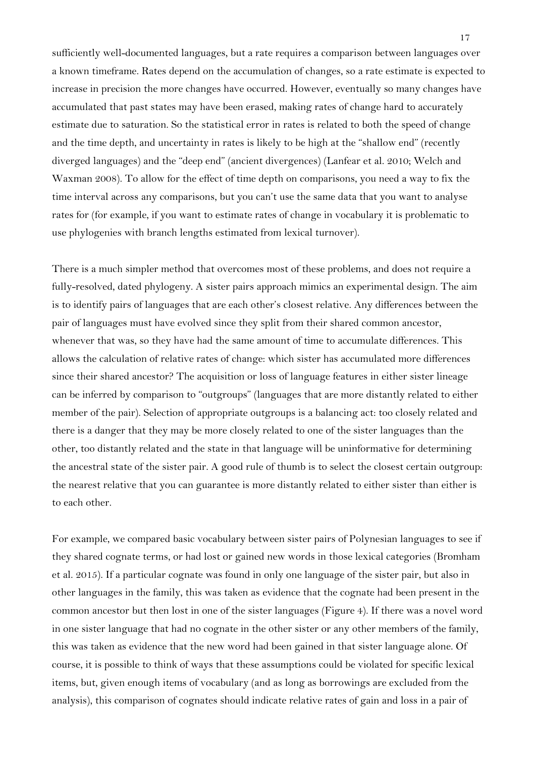sufficiently well-documented languages, but a rate requires a comparison between languages over a known timeframe. Rates depend on the accumulation of changes, so a rate estimate is expected to increase in precision the more changes have occurred. However, eventually so many changes have accumulated that past states may have been erased, making rates of change hard to accurately estimate due to saturation. So the statistical error in rates is related to both the speed of change and the time depth, and uncertainty in rates is likely to be high at the "shallow end" (recently diverged languages) and the "deep end" (ancient divergences) (Lanfear et al. 2010; Welch and Waxman 2008). To allow for the effect of time depth on comparisons, you need a way to fix the time interval across any comparisons, but you can't use the same data that you want to analyse rates for (for example, if you want to estimate rates of change in vocabulary it is problematic to use phylogenies with branch lengths estimated from lexical turnover).

There is a much simpler method that overcomes most of these problems, and does not require a fully-resolved, dated phylogeny. A sister pairs approach mimics an experimental design. The aim is to identify pairs of languages that are each other's closest relative. Any differences between the pair of languages must have evolved since they split from their shared common ancestor, whenever that was, so they have had the same amount of time to accumulate differences. This allows the calculation of relative rates of change: which sister has accumulated more differences since their shared ancestor? The acquisition or loss of language features in either sister lineage can be inferred by comparison to "outgroups" (languages that are more distantly related to either member of the pair). Selection of appropriate outgroups is a balancing act: too closely related and there is a danger that they may be more closely related to one of the sister languages than the other, too distantly related and the state in that language will be uninformative for determining the ancestral state of the sister pair. A good rule of thumb is to select the closest certain outgroup: the nearest relative that you can guarantee is more distantly related to either sister than either is to each other.

For example, we compared basic vocabulary between sister pairs of Polynesian languages to see if they shared cognate terms, or had lost or gained new words in those lexical categories (Bromham et al. 2015). If a particular cognate was found in only one language of the sister pair, but also in other languages in the family, this was taken as evidence that the cognate had been present in the common ancestor but then lost in one of the sister languages (Figure 4). If there was a novel word in one sister language that had no cognate in the other sister or any other members of the family, this was taken as evidence that the new word had been gained in that sister language alone. Of course, it is possible to think of ways that these assumptions could be violated for specific lexical items, but, given enough items of vocabulary (and as long as borrowings are excluded from the analysis), this comparison of cognates should indicate relative rates of gain and loss in a pair of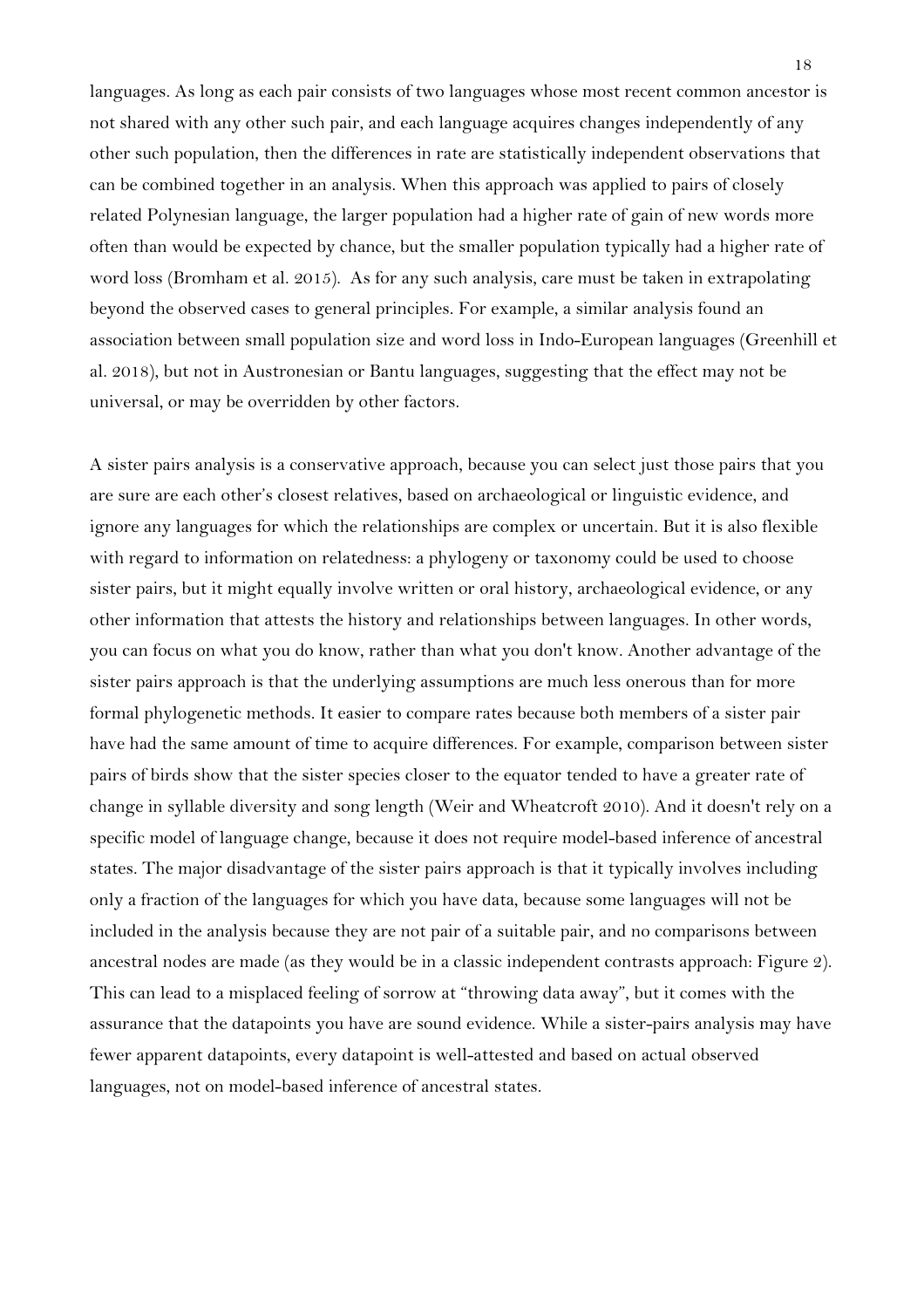languages. As long as each pair consists of two languages whose most recent common ancestor is not shared with any other such pair, and each language acquires changes independently of any other such population, then the differences in rate are statistically independent observations that can be combined together in an analysis. When this approach was applied to pairs of closely related Polynesian language, the larger population had a higher rate of gain of new words more often than would be expected by chance, but the smaller population typically had a higher rate of word loss (Bromham et al. 2015). As for any such analysis, care must be taken in extrapolating beyond the observed cases to general principles. For example, a similar analysis found an association between small population size and word loss in Indo-European languages (Greenhill et al. 2018), but not in Austronesian or Bantu languages, suggesting that the effect may not be universal, or may be overridden by other factors.

A sister pairs analysis is a conservative approach, because you can select just those pairs that you are sure are each other's closest relatives, based on archaeological or linguistic evidence, and ignore any languages for which the relationships are complex or uncertain. But it is also flexible with regard to information on relatedness: a phylogeny or taxonomy could be used to choose sister pairs, but it might equally involve written or oral history, archaeological evidence, or any other information that attests the history and relationships between languages. In other words, you can focus on what you do know, rather than what you don't know. Another advantage of the sister pairs approach is that the underlying assumptions are much less onerous than for more formal phylogenetic methods. It easier to compare rates because both members of a sister pair have had the same amount of time to acquire differences. For example, comparison between sister pairs of birds show that the sister species closer to the equator tended to have a greater rate of change in syllable diversity and song length (Weir and Wheatcroft 2010). And it doesn't rely on a specific model of language change, because it does not require model-based inference of ancestral states. The major disadvantage of the sister pairs approach is that it typically involves including only a fraction of the languages for which you have data, because some languages will not be included in the analysis because they are not pair of a suitable pair, and no comparisons between ancestral nodes are made (as they would be in a classic independent contrasts approach: Figure 2). This can lead to a misplaced feeling of sorrow at "throwing data away", but it comes with the assurance that the datapoints you have are sound evidence. While a sister-pairs analysis may have fewer apparent datapoints, every datapoint is well-attested and based on actual observed languages, not on model-based inference of ancestral states.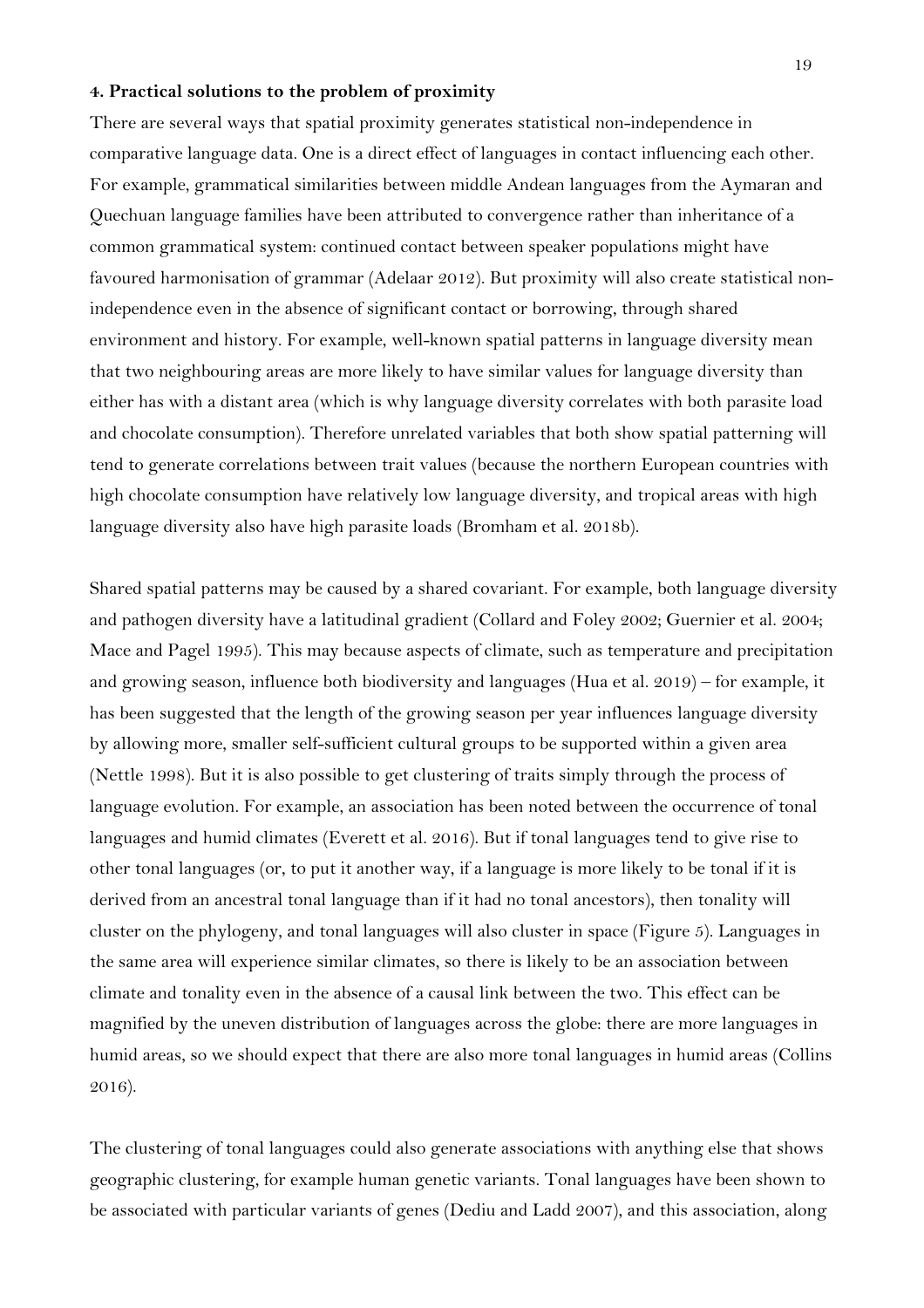#### 4. Practical solutions to the problem of proximity

There are several ways that spatial proximity generates statistical non-independence in comparative language data. One is a direct effect of languages in contact influencing each other. For example, grammatical similarities between middle Andean languages from the Aymaran and Quechuan language families have been attributed to convergence rather than inheritance of a common grammatical system: continued contact between speaker populations might have favoured harmonisation of grammar (Adelaar 2012). But proximity will also create statistical non-independence even in the absence of significant contact or borrowing, through shared environment and history. For example, well-known spatial patterns in language diversity mean that two neighbouring areas are more likely to have similar values for language diversity than either has with a distant area (which is why language diversity correlates with both parasite load and chocolate consumption). Therefore unrelated variables that both show spatial patterning will tend to generate correlations between trait values (because the northern European countries with high chocolate consumption have relatively low language diversity, and tropical areas with high language diversity also have high parasite loads (Bromham et al. 2018b).

Shared spatial patterns may be caused by a shared covariant. For example, both language diversity and pathogen diversity have a latitudinal gradient (Collard and Foley 2002; Guernier et al. 2004; Mace and Pagel 1995). This may because aspects of climate, such as temperature and precipitation and growing season, influence both biodiversity and languages (Hua et al. 2019) – for example, it has been suggested that the length of the growing season per year influences language diversity by allowing more, smaller self-sufficient cultural groups to be supported within a given area (Nettle 1998). But it is also possible to get clustering of traits simply through the process of language evolution. For example, an association has been noted between the occurrence of tonal languages and humid climates (Everett et al. 2016). But if tonal languages tend to give rise to other tonal languages (or, to put it another way, if a language is more likely to be tonal if it is derived from an ancestral tonal language than if it had no tonal ancestors), then tonality will cluster on the phylogeny, and tonal languages will also cluster in space (Figure 5). Languages in the same area will experience similar climates, so there is likely to be an association between climate and tonality even in the absence of a causal link between the two. This effect can be magnified by the uneven distribution of languages across the globe: there are more languages in humid areas, so we should expect that there are also more tonal languages in humid areas (Collins 2016).

The clustering of tonal languages could also generate associations with anything else that shows geographic clustering, for example human genetic variants. Tonal languages have been shown to be associated with particular variants of genes (Dediu and Ladd 2007), and this association, along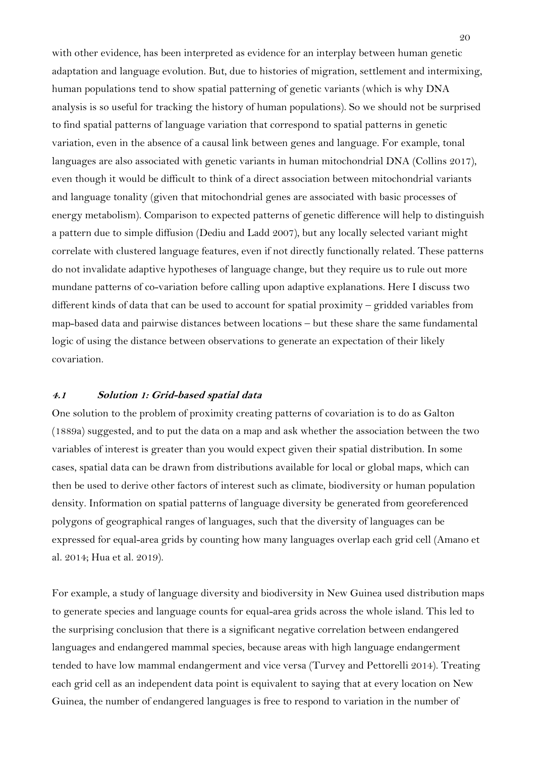with other evidence, has been interpreted as evidence for an interplay between human genetic adaptation and language evolution. But, due to histories of migration, settlement and intermixing, human populations tend to show spatial patterning of genetic variants (which is why DNA analysis is so useful for tracking the history of human populations). So we should not be surprised to find spatial patterns of language variation that correspond to spatial patterns in genetic variation, even in the absence of a causal link between genes and language. For example, tonal languages are also associated with genetic variants in human mitochondrial DNA (Collins 2017), even though it would be difficult to think of a direct association between mitochondrial variants and language tonality (given that mitochondrial genes are associated with basic processes of energy metabolism). Comparison to expected patterns of genetic difference will help to distinguish a pattern due to simple diffusion (Dediu and Ladd 2007), but any locally selected variant might correlate with clustered language features, even if not directly functionally related. These patterns do not invalidate adaptive hypotheses of language change, but they require us to rule out more mundane patterns of co-variation before calling upon adaptive explanations. Here I discuss two different kinds of data that can be used to account for spatial proximity – gridded variables from map-based data and pairwise distances between locations – but these share the same fundamental logic of using the distance between observations to generate an expectation of their likely covariation.

### *4.1 Solution 1: Grid-based spatial data*

One solution to the problem of proximity creating patterns of covariation is to do as Galton (1889a) suggested, and to put the data on a map and ask whether the association between the two variables of interest is greater than you would expect given their spatial distribution. In some cases, spatial data can be drawn from distributions available for local or global maps, which can then be used to derive other factors of interest such as climate, biodiversity or human population density. Information on spatial patterns of language diversity be generated from georeferenced polygons of geographical ranges of languages, such that the diversity of languages can be expressed for equal-area grids by counting how many languages overlap each grid cell (Amano et al. 2014; Hua et al. 2019).

For example, a study of language diversity and biodiversity in New Guinea used distribution maps to generate species and language counts for equal-area grids across the whole island. This led to the surprising conclusion that there is a significant negative correlation between endangered languages and endangered mammal species, because areas with high language endangerment tended to have low mammal endangerment and vice versa (Turvey and Pettorelli 2014). Treating each grid cell as an independent data point is equivalent to saying that at every location on New Guinea, the number of endangered languages is free to respond to variation in the number of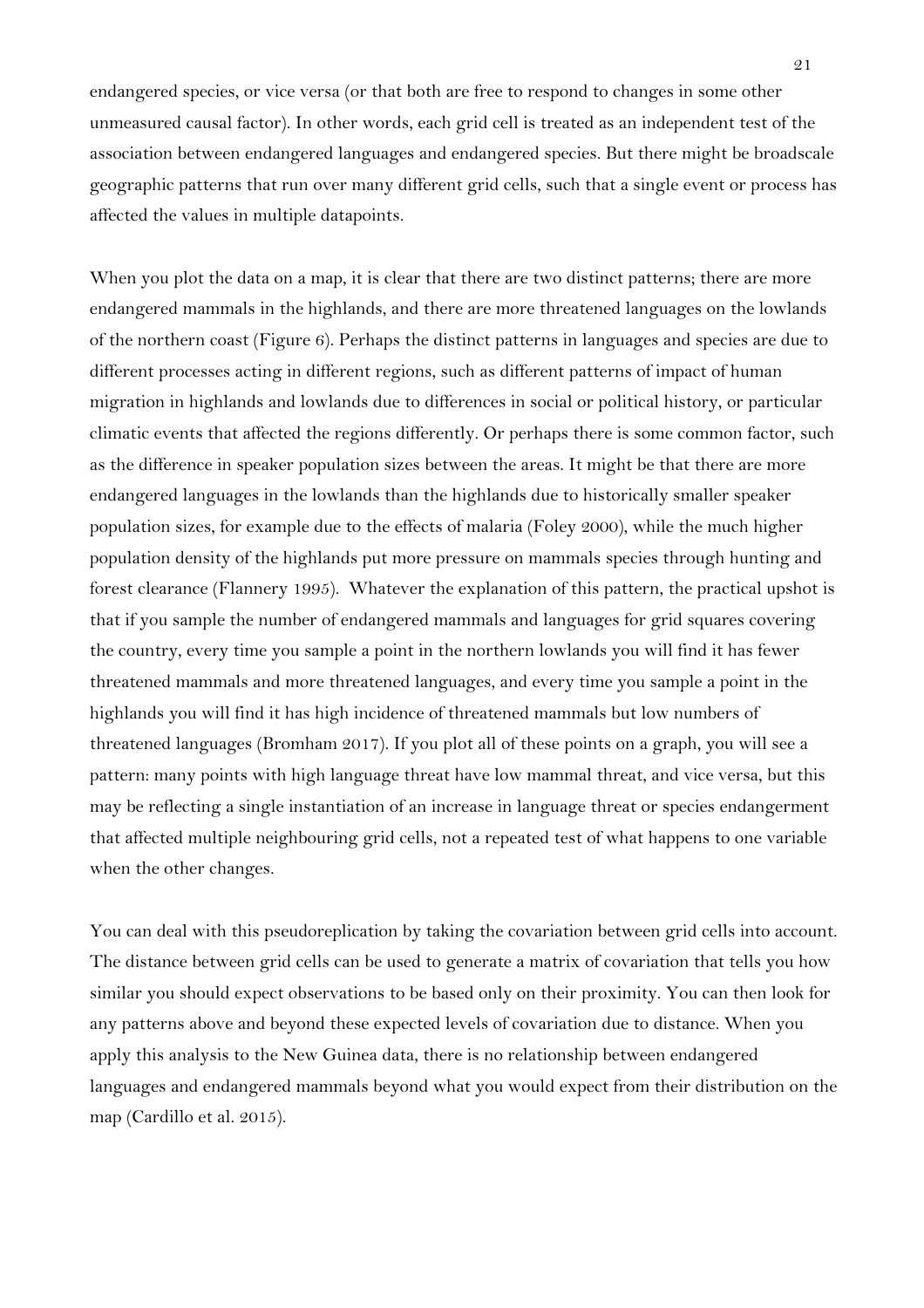endangered species, or vice versa (or that both are free to respond to changes in some other unmeasured causal factor). In other words, each grid cell is treated as an independent test of the association between endangered languages and endangered species. But there might be broadscale geographic patterns that run over many different grid cells, such that a single event or process has affected the values in multiple datapoints.

When you plot the data on a map, it is clear that there are two distinct patterns; there are more endangered mammals in the highlands, and there are more threatened languages on the lowlands of the northern coast (Figure 6). Perhaps the distinct patterns in languages and species are due to different processes acting in different regions, such as different patterns of impact of human migration in highlands and lowlands due to differences in social or political history, or particular climatic events that affected the regions differently. Or perhaps there is some common factor, such as the difference in speaker population sizes between the areas. It might be that there are more endangered languages in the lowlands than the highlands due to historically smaller speaker population sizes, for example due to the effects of malaria (Foley 2000), while the much higher population density of the highlands put more pressure on mammals species through hunting and forest clearance (Flannery 1995). Whatever the explanation of this pattern, the practical upshot is that if you sample the number of endangered mammals and languages for grid squares covering the country, every time you sample a point in the northern lowlands you will find it has fewer threatened mammals and more threatened languages, and every time you sample a point in the highlands you will find it has high incidence of threatened mammals but low numbers of threatened languages (Bromham 2017). If you plot all of these points on a graph, you will see a pattern: many points with high language threat have low mammal threat, and vice versa, but this may be reflecting a single instantiation of an increase in language threat or species endangerment that affected multiple neighbouring grid cells, not a repeated test of what happens to one variable when the other changes.

You can deal with this pseudoreplication by taking the covariation between grid cells into account. The distance between grid cells can be used to generate a matrix of covariation that tells you how similar you should expect observations to be based only on their proximity. You can then look for any patterns above and beyond these expected levels of covariation due to distance. When you apply this analysis to the New Guinea data, there is no relationship between endangered languages and endangered mammals beyond what you would expect from their distribution on the map (Cardillo et al. 2015).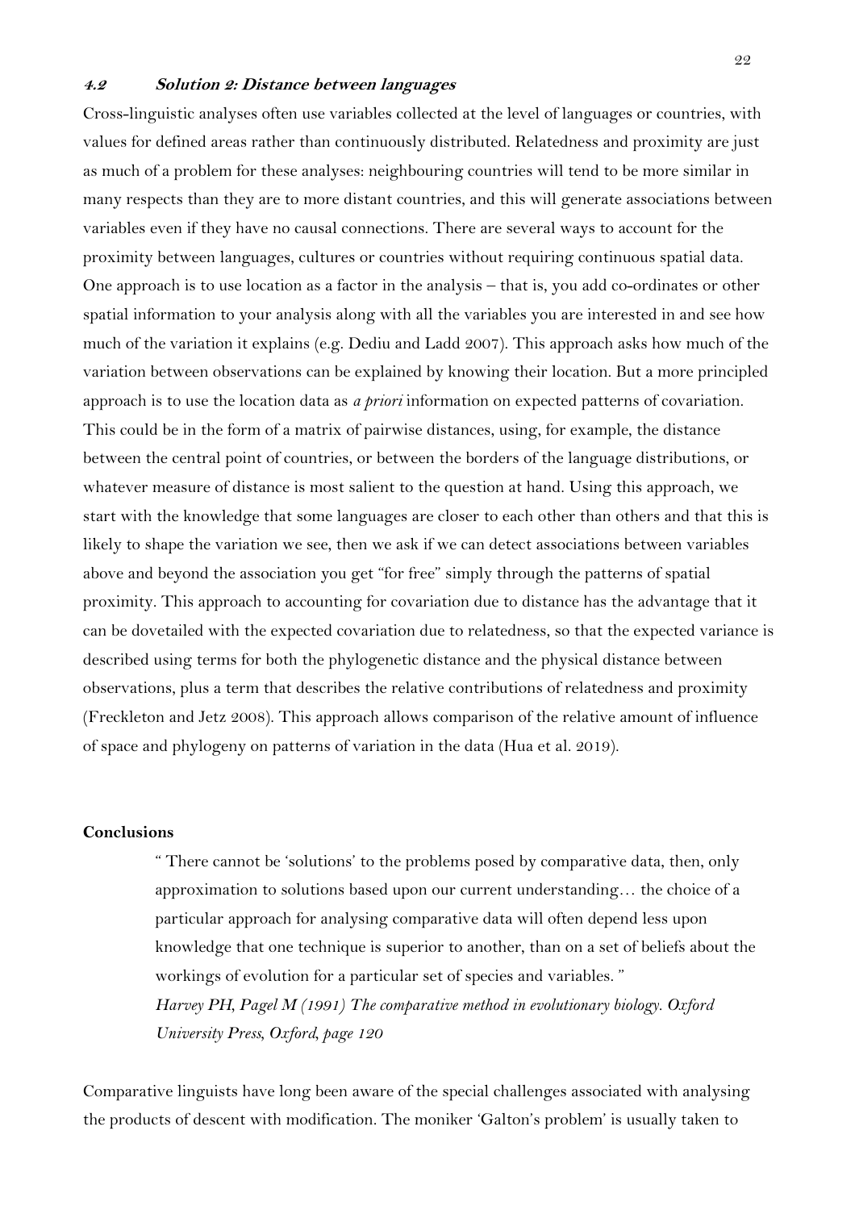### *4.2 Solution 2: Distance between languages*

Cross-linguistic analyses often use variables collected at the level of languages or countries, with values for defined areas rather than continuously distributed. Relatedness and proximity are just as much of a problem for these analyses: neighbouring countries will tend to be more similar in many respects than they are to more distant countries, and this will generate associations between variables even if they have no causal connections. There are several ways to account for the proximity between languages, cultures or countries without requiring continuous spatial data. One approach is to use location as a factor in the analysis – that is, you add co-ordinates or other spatial information to your analysis along with all the variables you are interested in and see how much of the variation it explains (e.g. Dediu and Ladd 2007). This approach asks how much of the variation between observations can be explained by knowing their location. But a more principled approach is to use the location data as *a priori* information on expected patterns of covariation. This could be in the form of a matrix of pairwise distances, using, for example, the distance between the central point of countries, or between the borders of the language distributions, or whatever measure of distance is most salient to the question at hand. Using this approach, we start with the knowledge that some languages are closer to each other than others and that this is likely to shape the variation we see, then we ask if we can detect associations between variables above and beyond the association you get "for free" simply through the patterns of spatial proximity. This approach to accounting for covariation due to distance has the advantage that it can be dovetailed with the expected covariation due to relatedness, so that the expected variance is described using terms for both the phylogenetic distance and the physical distance between observations, plus a term that describes the relative contributions of relatedness and proximity (Freckleton and Jetz 2008). This approach allows comparison of the relative amount of influence of space and phylogeny on patterns of variation in the data (Hua et al. 2019).

**Conclusions**

> " There cannot be 'solutions' to the problems posed by comparative data, then, only approximation to solutions based upon our current understanding… the choice of a particular approach for analysing comparative data will often depend less upon knowledge that one technique is superior to another, than on a set of beliefs about the workings of evolution for a particular set of species and variables. "
> *Harvey PH, Pagel M (1991) The comparative method in evolutionary biology. Oxford University Press, Oxford, page 120*

Comparative linguists have long been aware of the special challenges associated with analysing the products of descent with modification. The moniker 'Galton's problem' is usually taken to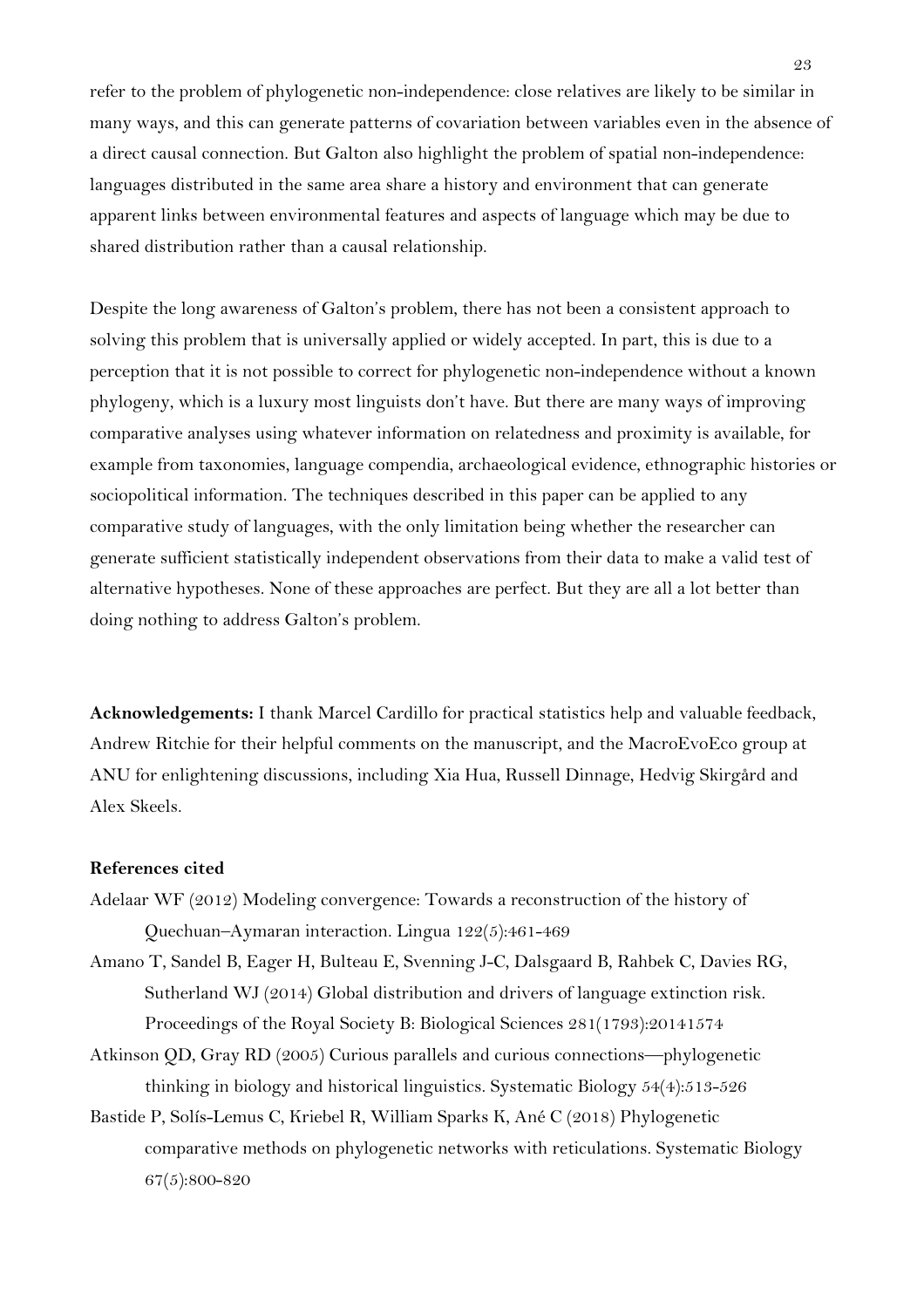refer to the problem of phylogenetic non-independence: close relatives are likely to be similar in many ways, and this can generate patterns of covariation between variables even in the absence of a direct causal connection. But Galton also highlight the problem of spatial non-independence: languages distributed in the same area share a history and environment that can generate apparent links between environmental features and aspects of language which may be due to shared distribution rather than a causal relationship.

Despite the long awareness of Galton's problem, there has not been a consistent approach to solving this problem that is universally applied or widely accepted. In part, this is due to a perception that it is not possible to correct for phylogenetic non-independence without a known phylogeny, which is a luxury most linguists don't have. But there are many ways of improving comparative analyses using whatever information on relatedness and proximity is available, for example from taxonomies, language compendia, archaeological evidence, ethnographic histories or sociopolitical information. The techniques described in this paper can be applied to any comparative study of languages, with the only limitation being whether the researcher can generate sufficient statistically independent observations from their data to make a valid test of alternative hypotheses. None of these approaches are perfect. But they are all a lot better than doing nothing to address Galton's problem.

**Acknowledgements:** I thank Marcel Cardillo for practical statistics help and valuable feedback, Andrew Ritchie for their helpful comments on the manuscript, and the MacroEvoEco group at ANU for enlightening discussions, including Xia Hua, Russell Dinnage, Hedvig Skirgård and Alex Skeels.

**References cited**

Adelaar WF (2012) Modeling convergence: Towards a reconstruction of the history of Quechuan–Aymaran interaction. Lingua 122(5):461-469

Amano T, Sandel B, Eager H, Bulteau E, Svenning J-C, Dalsgaard B, Rahbek C, Davies RG, Sutherland WJ (2014) Global distribution and drivers of language extinction risk. Proceedings of the Royal Society B: Biological Sciences 281(1793):20141574

Atkinson QD, Gray RD (2005) Curious parallels and curious connections—phylogenetic thinking in biology and historical linguistics. Systematic Biology 54(4):513-526

Bastide P, Solís-Lemus C, Kriebel R, William Sparks K, Ané C (2018) Phylogenetic comparative methods on phylogenetic networks with reticulations. Systematic Biology 67(5):800-820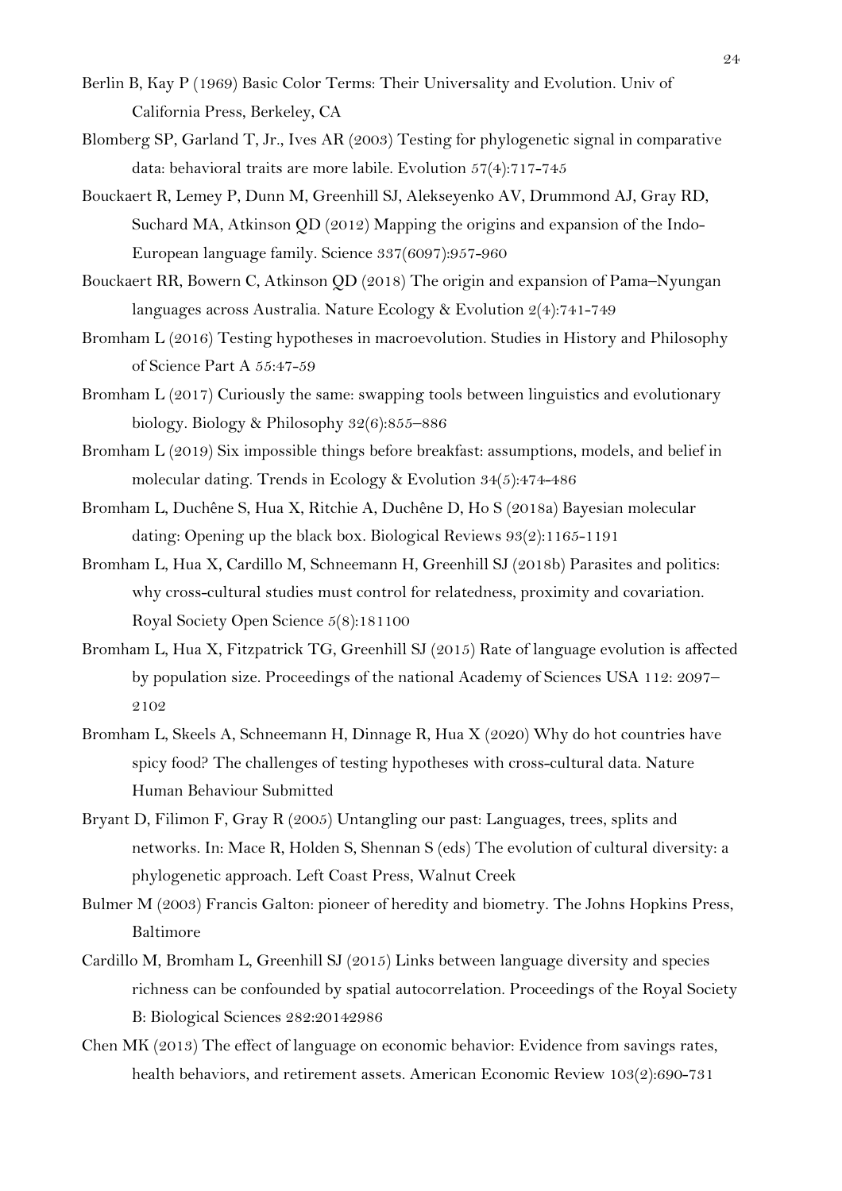Berlin B, Kay P (1969) Basic Color Terms: Their Universality and Evolution. Univ of California Press, Berkeley, CA

Blomberg SP, Garland T, Jr., Ives AR (2003) Testing for phylogenetic signal in comparative data: behavioral traits are more labile. Evolution 57(4):717-745

Bouckaert R, Lemey P, Dunn M, Greenhill SJ, Alekseyenko AV, Drummond AJ, Gray RD, Suchard MA, Atkinson QD (2012) Mapping the origins and expansion of the Indo-European language family. Science 337(6097):957-960

Bouckaert RR, Bowern C, Atkinson QD (2018) The origin and expansion of Pama–Nyungan languages across Australia. Nature Ecology & Evolution 2(4):741-749

Bromham L (2016) Testing hypotheses in macroevolution. Studies in History and Philosophy of Science Part A 55:47-59

Bromham L (2017) Curiously the same: swapping tools between linguistics and evolutionary biology. Biology & Philosophy 32(6):855–886

Bromham L (2019) Six impossible things before breakfast: assumptions, models, and belief in molecular dating. Trends in Ecology & Evolution 34(5):474-486

Bromham L, Duchêne S, Hua X, Ritchie A, Duchêne D, Ho S (2018a) Bayesian molecular dating: Opening up the black box. Biological Reviews 93(2):1165-1191

Bromham L, Hua X, Cardillo M, Schneemann H, Greenhill SJ (2018b) Parasites and politics: why cross-cultural studies must control for relatedness, proximity and covariation. Royal Society Open Science 5(8):181100

Bromham L, Hua X, Fitzpatrick TG, Greenhill SJ (2015) Rate of language evolution is affected by population size. Proceedings of the national Academy of Sciences USA 112: 2097–2102

Bromham L, Skeels A, Schneemann H, Dinnage R, Hua X (2020) Why do hot countries have spicy food? The challenges of testing hypotheses with cross-cultural data. Nature Human Behaviour Submitted

Bryant D, Filimon F, Gray R (2005) Untangling our past: Languages, trees, splits and networks. In: Mace R, Holden S, Shennan S (eds) The evolution of cultural diversity: a phylogenetic approach. Left Coast Press, Walnut Creek

Bulmer M (2003) Francis Galton: pioneer of heredity and biometry. The Johns Hopkins Press, Baltimore

Cardillo M, Bromham L, Greenhill SJ (2015) Links between language diversity and species richness can be confounded by spatial autocorrelation. Proceedings of the Royal Society B: Biological Sciences 282:20142986

Chen MK (2013) The effect of language on economic behavior: Evidence from savings rates, health behaviors, and retirement assets. American Economic Review 103(2):690-731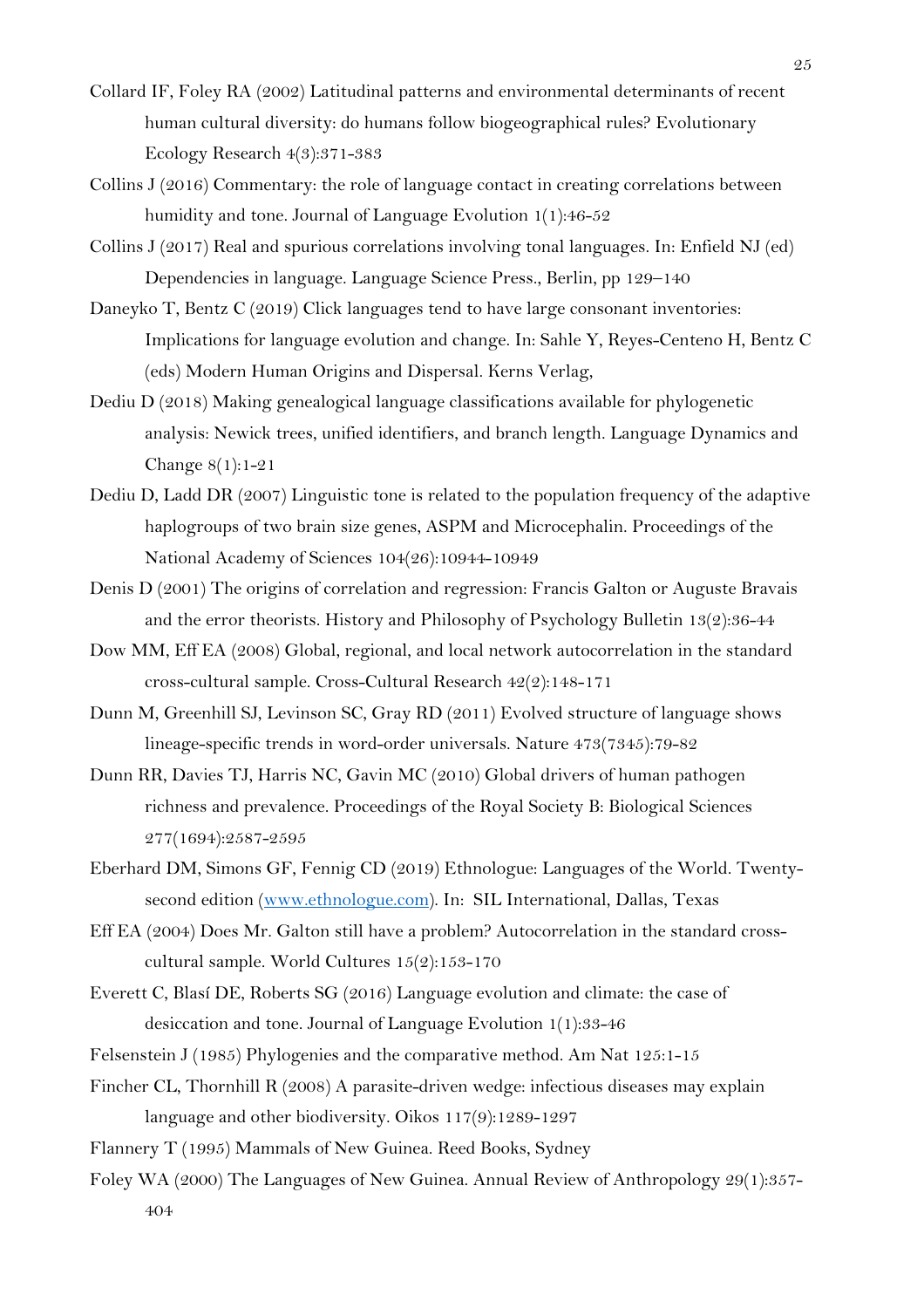Collard IF, Foley RA (2002) Latitudinal patterns and environmental determinants of recent human cultural diversity: do humans follow biogeographical rules? Evolutionary Ecology Research 4(3):371-383

Collins J (2016) Commentary: the role of language contact in creating correlations between humidity and tone. Journal of Language Evolution 1(1):46-52

Collins J (2017) Real and spurious correlations involving tonal languages. In: Enfield NJ (ed) Dependencies in language. Language Science Press., Berlin, pp 129–140

Daneyko T, Bentz C (2019) Click languages tend to have large consonant inventories: Implications for language evolution and change. In: Sahle Y, Reyes-Centeno H, Bentz C (eds) Modern Human Origins and Dispersal. Kerns Verlag,

Dediu D (2018) Making genealogical language classifications available for phylogenetic analysis: Newick trees, unified identifiers, and branch length. Language Dynamics and Change 8(1):1-21

Dediu D, Ladd DR (2007) Linguistic tone is related to the population frequency of the adaptive haplogroups of two brain size genes, ASPM and Microcephalin. Proceedings of the National Academy of Sciences 104(26):10944-10949

Denis D (2001) The origins of correlation and regression: Francis Galton or Auguste Bravais and the error theorists. History and Philosophy of Psychology Bulletin 13(2):36-44

Dow MM, Eff EA (2008) Global, regional, and local network autocorrelation in the standard cross-cultural sample. Cross-Cultural Research 42(2):148-171

Dunn M, Greenhill SJ, Levinson SC, Gray RD (2011) Evolved structure of language shows lineage-specific trends in word-order universals. Nature 473(7345):79-82

Dunn RR, Davies TJ, Harris NC, Gavin MC (2010) Global drivers of human pathogen richness and prevalence. Proceedings of the Royal Society B: Biological Sciences 277(1694):2587-2595

Eberhard DM, Simons GF, Fennig CD (2019) Ethnologue: Languages of the World. Twenty-second edition (www.ethnologue.com). In: SIL International, Dallas, Texas

Eff EA (2004) Does Mr. Galton still have a problem? Autocorrelation in the standard cross-cultural sample. World Cultures 15(2):153-170

Everett C, Blasí DE, Roberts SG (2016) Language evolution and climate: the case of desiccation and tone. Journal of Language Evolution 1(1):33-46

Felsenstein J (1985) Phylogenies and the comparative method. Am Nat 125:1-15

Fincher CL, Thornhill R (2008) A parasite-driven wedge: infectious diseases may explain language and other biodiversity. Oikos 117(9):1289-1297

Flannery T (1995) Mammals of New Guinea. Reed Books, Sydney

Foley WA (2000) The Languages of New Guinea. Annual Review of Anthropology 29(1):357-404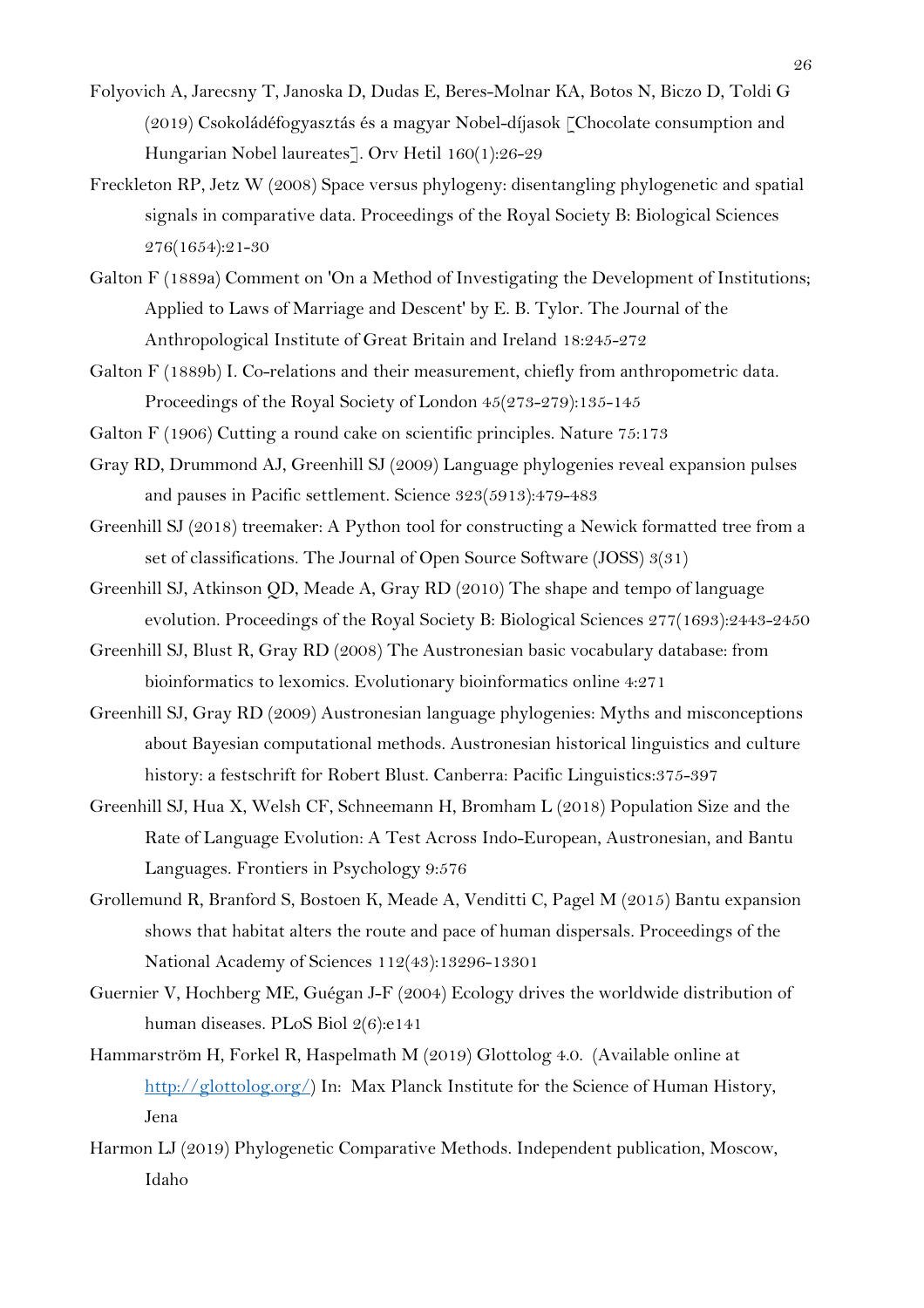Folyovich A, Jarecsny T, Janoska D, Dudas E, Beres-Molnar KA, Botos N, Biczo D, Toldi G (2019) Csokoládéfogyasztás és a magyar Nobel-díjasok [Chocolate consumption and Hungarian Nobel laureates]. Orv Hetil 160(1):26-29

Freckleton RP, Jetz W (2008) Space versus phylogeny: disentangling phylogenetic and spatial signals in comparative data. Proceedings of the Royal Society B: Biological Sciences 276(1654):21-30

Galton F (1889a) Comment on 'On a Method of Investigating the Development of Institutions; Applied to Laws of Marriage and Descent' by E. B. Tylor. The Journal of the Anthropological Institute of Great Britain and Ireland 18:245-272

Galton F (1889b) I. Co-relations and their measurement, chiefly from anthropometric data. Proceedings of the Royal Society of London 45(273-279):135-145

Galton F (1906) Cutting a round cake on scientific principles. Nature 75:173

Gray RD, Drummond AJ, Greenhill SJ (2009) Language phylogenies reveal expansion pulses and pauses in Pacific settlement. Science 323(5913):479-483

Greenhill SJ (2018) treemaker: A Python tool for constructing a Newick formatted tree from a set of classifications. The Journal of Open Source Software (JOSS) 3(31)

Greenhill SJ, Atkinson QD, Meade A, Gray RD (2010) The shape and tempo of language evolution. Proceedings of the Royal Society B: Biological Sciences 277(1693):2443-2450

Greenhill SJ, Blust R, Gray RD (2008) The Austronesian basic vocabulary database: from bioinformatics to lexomics. Evolutionary bioinformatics online 4:271

Greenhill SJ, Gray RD (2009) Austronesian language phylogenies: Myths and misconceptions about Bayesian computational methods. Austronesian historical linguistics and culture history: a festschrift for Robert Blust. Canberra: Pacific Linguistics:375-397

Greenhill SJ, Hua X, Welsh CF, Schneemann H, Bromham L (2018) Population Size and the Rate of Language Evolution: A Test Across Indo-European, Austronesian, and Bantu Languages. Frontiers in Psychology 9:576

Grollemund R, Branford S, Bostoen K, Meade A, Venditti C, Pagel M (2015) Bantu expansion shows that habitat alters the route and pace of human dispersals. Proceedings of the National Academy of Sciences 112(43):13296-13301

Guernier V, Hochberg ME, Guégan J-F (2004) Ecology drives the worldwide distribution of human diseases. PLoS Biol 2(6):e141

Hammarström H, Forkel R, Haspelmath M (2019) Glottolog 4.0. (Available online at http://glottolog.org/) In: Max Planck Institute for the Science of Human History, Jena

Harmon LJ (2019) Phylogenetic Comparative Methods. Independent publication, Moscow, Idaho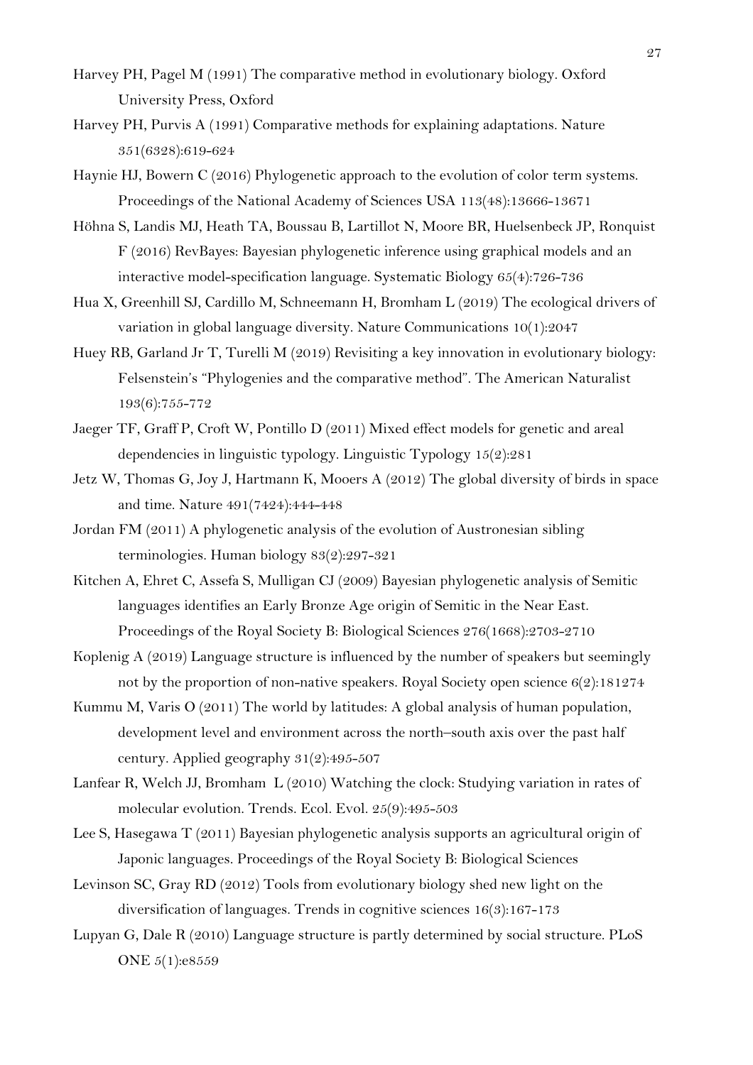Harvey PH, Pagel M (1991) The comparative method in evolutionary biology. Oxford University Press, Oxford

Harvey PH, Purvis A (1991) Comparative methods for explaining adaptations. Nature 351(6328):619-624

Haynie HJ, Bowern C (2016) Phylogenetic approach to the evolution of color term systems. Proceedings of the National Academy of Sciences USA 113(48):13666-13671

Höhna S, Landis MJ, Heath TA, Boussau B, Lartillot N, Moore BR, Huelsenbeck JP, Ronquist F (2016) RevBayes: Bayesian phylogenetic inference using graphical models and an interactive model-specification language. Systematic Biology 65(4):726-736

Hua X, Greenhill SJ, Cardillo M, Schneemann H, Bromham L (2019) The ecological drivers of variation in global language diversity. Nature Communications 10(1):2047

Huey RB, Garland Jr T, Turelli M (2019) Revisiting a key innovation in evolutionary biology: Felsenstein's "Phylogenies and the comparative method". The American Naturalist 193(6):755-772

Jaeger TF, Graff P, Croft W, Pontillo D (2011) Mixed effect models for genetic and areal dependencies in linguistic typology. Linguistic Typology 15(2):281

Jetz W, Thomas G, Joy J, Hartmann K, Mooers A (2012) The global diversity of birds in space and time. Nature 491(7424):444-448

Jordan FM (2011) A phylogenetic analysis of the evolution of Austronesian sibling terminologies. Human biology 83(2):297-321

Kitchen A, Ehret C, Assefa S, Mulligan CJ (2009) Bayesian phylogenetic analysis of Semitic languages identifies an Early Bronze Age origin of Semitic in the Near East. Proceedings of the Royal Society B: Biological Sciences 276(1668):2703-2710

Koplenig A (2019) Language structure is influenced by the number of speakers but seemingly not by the proportion of non-native speakers. Royal Society open science 6(2):181274

Kummu M, Varis O (2011) The world by latitudes: A global analysis of human population, development level and environment across the north–south axis over the past half century. Applied geography 31(2):495-507

Lanfear R, Welch JJ, Bromham L (2010) Watching the clock: Studying variation in rates of molecular evolution. Trends. Ecol. Evol. 25(9):495-503

Lee S, Hasegawa T (2011) Bayesian phylogenetic analysis supports an agricultural origin of Japonic languages. Proceedings of the Royal Society B: Biological Sciences

Levinson SC, Gray RD (2012) Tools from evolutionary biology shed new light on the diversification of languages. Trends in cognitive sciences 16(3):167-173

Lupyan G, Dale R (2010) Language structure is partly determined by social structure. PLoS ONE 5(1):e8559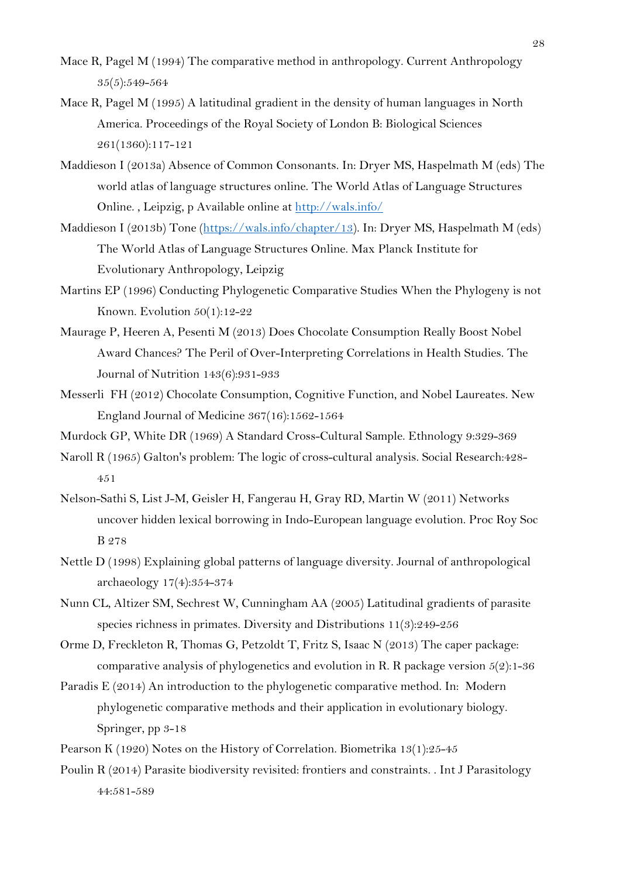Mace R, Pagel M (1994) The comparative method in anthropology. Current Anthropology 35(5):549-564

Mace R, Pagel M (1995) A latitudinal gradient in the density of human languages in North America. Proceedings of the Royal Society of London B: Biological Sciences 261(1360):117-121

Maddieson I (2013a) Absence of Common Consonants. In: Dryer MS, Haspelmath M (eds) The world atlas of language structures online. The World Atlas of Language Structures Online. , Leipzig, p Available online at [http://wals.info/](http://wals.info/)

Maddieson I (2013b) Tone ([https://wals.info/chapter/13](https://wals.info/chapter/13)). In: Dryer MS, Haspelmath M (eds) The World Atlas of Language Structures Online. Max Planck Institute for Evolutionary Anthropology, Leipzig

Martins EP (1996) Conducting Phylogenetic Comparative Studies When the Phylogeny is not Known. Evolution 50(1):12-22

Maurage P, Heeren A, Pesenti M (2013) Does Chocolate Consumption Really Boost Nobel Award Chances? The Peril of Over-Interpreting Correlations in Health Studies. The Journal of Nutrition 143(6):931-933

Messerli FH (2012) Chocolate Consumption, Cognitive Function, and Nobel Laureates. New England Journal of Medicine 367(16):1562-1564

Murdock GP, White DR (1969) A Standard Cross-Cultural Sample. Ethnology 9:329-369

Naroll R (1965) Galton's problem: The logic of cross-cultural analysis. Social Research:428-451

Nelson-Sathi S, List J-M, Geisler H, Fangerau H, Gray RD, Martin W (2011) Networks uncover hidden lexical borrowing in Indo-European language evolution. Proc Roy Soc B 278

Nettle D (1998) Explaining global patterns of language diversity. Journal of anthropological archaeology 17(4):354-374

Nunn CL, Altizer SM, Sechrest W, Cunningham AA (2005) Latitudinal gradients of parasite species richness in primates. Diversity and Distributions 11(3):249-256

Orme D, Freckleton R, Thomas G, Petzoldt T, Fritz S, Isaac N (2013) The caper package: comparative analysis of phylogenetics and evolution in R. R package version 5(2):1-36

Paradis E (2014) An introduction to the phylogenetic comparative method. In: Modern phylogenetic comparative methods and their application in evolutionary biology. Springer, pp 3-18

Pearson K (1920) Notes on the History of Correlation. Biometrika 13(1):25-45

Poulin R (2014) Parasite biodiversity revisited: frontiers and constraints. . Int J Parasitology 44:581-589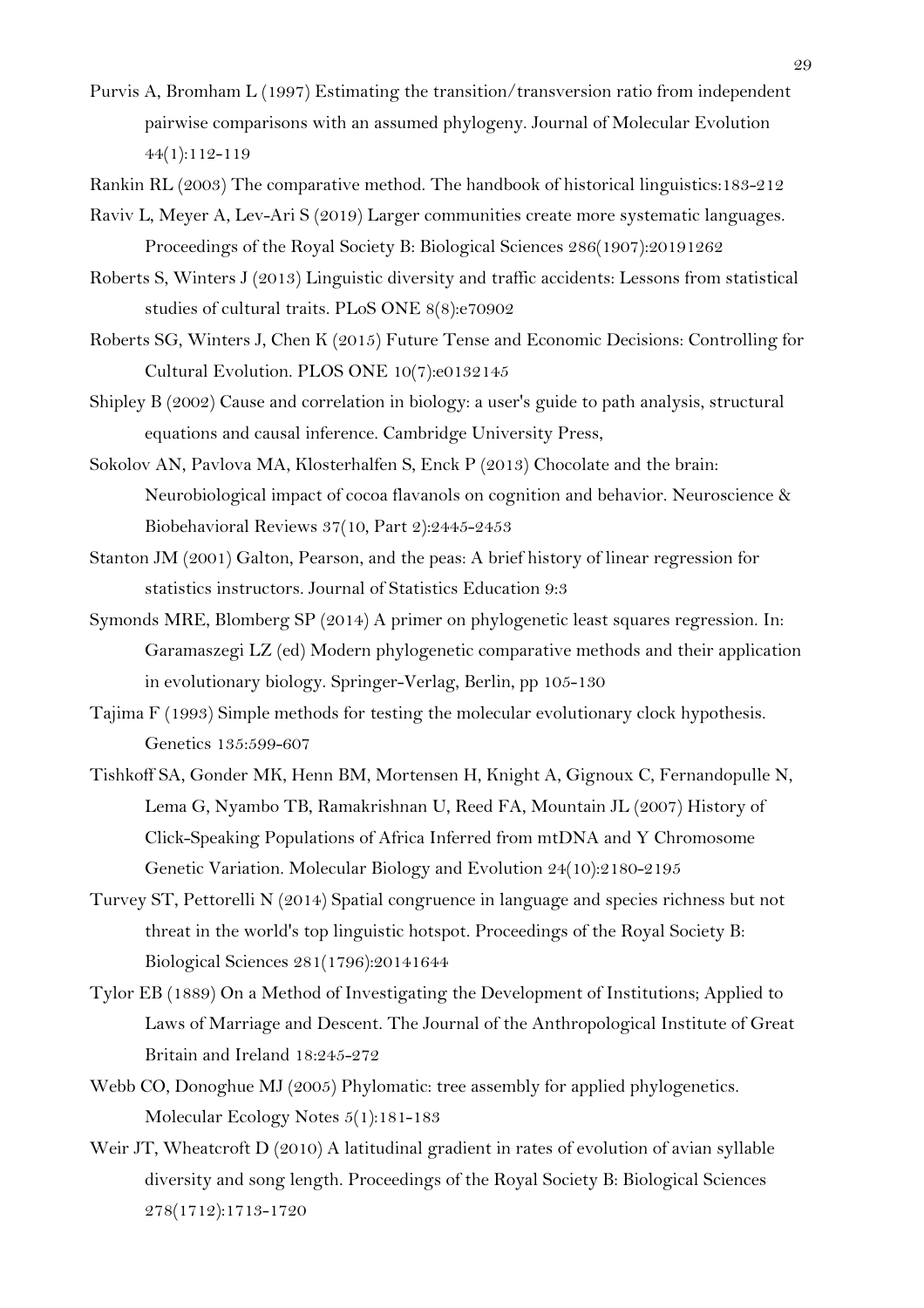Purvis A, Bromham L (1997) Estimating the transition/transversion ratio from independent pairwise comparisons with an assumed phylogeny. Journal of Molecular Evolution 44(1):112-119

Rankin RL (2003) The comparative method. The handbook of historical linguistics:183-212

Raviv L, Meyer A, Lev-Ari S (2019) Larger communities create more systematic languages. Proceedings of the Royal Society B: Biological Sciences 286(1907):20191262

Roberts S, Winters J (2013) Linguistic diversity and traffic accidents: Lessons from statistical studies of cultural traits. PLoS ONE 8(8):e70902

Roberts SG, Winters J, Chen K (2015) Future Tense and Economic Decisions: Controlling for Cultural Evolution. PLOS ONE 10(7):e0132145

Shipley B (2002) Cause and correlation in biology: a user's guide to path analysis, structural equations and causal inference. Cambridge University Press,

Sokolov AN, Pavlova MA, Klosterhalfen S, Enck P (2013) Chocolate and the brain: Neurobiological impact of cocoa flavanols on cognition and behavior. Neuroscience & Biobehavioral Reviews 37(10, Part 2):2445-2453

Stanton JM (2001) Galton, Pearson, and the peas: A brief history of linear regression for statistics instructors. Journal of Statistics Education 9:3

Symonds MRE, Blomberg SP (2014) A primer on phylogenetic least squares regression. In: Garamaszegi LZ (ed) Modern phylogenetic comparative methods and their application in evolutionary biology. Springer-Verlag, Berlin, pp 105-130

Tajima F (1993) Simple methods for testing the molecular evolutionary clock hypothesis. Genetics 135:599-607

Tishkoff SA, Gonder MK, Henn BM, Mortensen H, Knight A, Gignoux C, Fernandopulle N, Lema G, Nyambo TB, Ramakrishnan U, Reed FA, Mountain JL (2007) History of Click-Speaking Populations of Africa Inferred from mtDNA and Y Chromosome Genetic Variation. Molecular Biology and Evolution 24(10):2180-2195

Turvey ST, Pettorelli N (2014) Spatial congruence in language and species richness but not threat in the world's top linguistic hotspot. Proceedings of the Royal Society B: Biological Sciences 281(1796):20141644

Tylor EB (1889) On a Method of Investigating the Development of Institutions; Applied to Laws of Marriage and Descent. The Journal of the Anthropological Institute of Great Britain and Ireland 18:245-272

Webb CO, Donoghue MJ (2005) Phylomatic: tree assembly for applied phylogenetics. Molecular Ecology Notes 5(1):181-183

Weir JT, Wheatcroft D (2010) A latitudinal gradient in rates of evolution of avian syllable diversity and song length. Proceedings of the Royal Society B: Biological Sciences 278(1712):1713-1720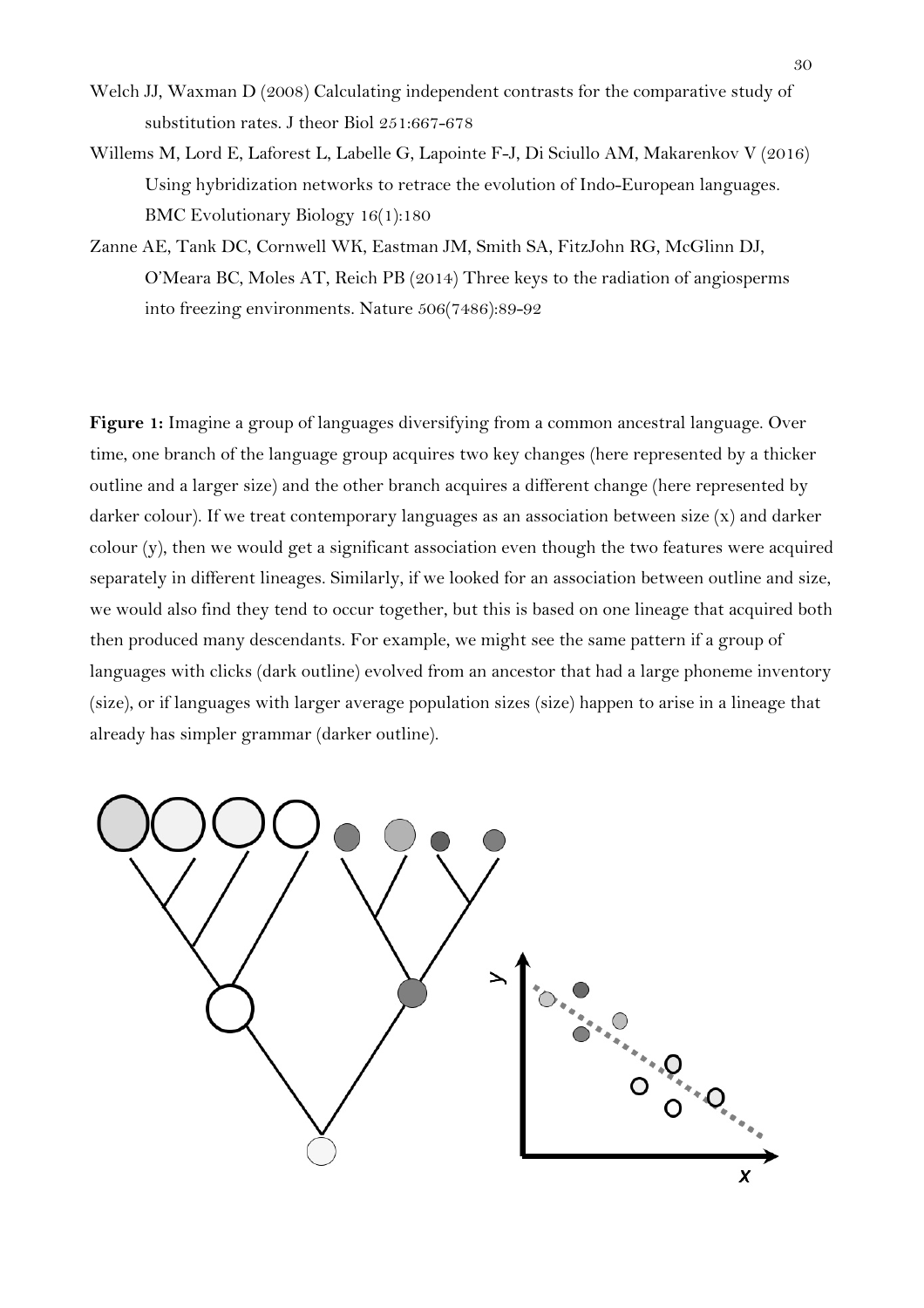Welch JJ, Waxman D (2008) Calculating independent contrasts for the comparative study of substitution rates. J theor Biol 251:667-678

Willems M, Lord E, Laforest L, Labelle G, Lapointe F-J, Di Sciullo AM, Makarenkov V (2016) Using hybridization networks to retrace the evolution of Indo-European languages. BMC Evolutionary Biology 16(1):180

Zanne AE, Tank DC, Cornwell WK, Eastman JM, Smith SA, FitzJohn RG, McGlinn DJ, O'Meara BC, Moles AT, Reich PB (2014) Three keys to the radiation of angiosperms into freezing environments. Nature 506(7486):89-92

**Figure 1:** Imagine a group of languages diversifying from a common ancestral language. Over time, one branch of the language group acquires two key changes (here represented by a thicker outline and a larger size) and the other branch acquires a different change (here represented by darker colour). If we treat contemporary languages as an association between size (x) and darker colour (y), then we would get a significant association even though the two features were acquired separately in different lineages. Similarly, if we looked for an association between outline and size, we would also find they tend to occur together, but this is based on one lineage that acquired both then produced many descendants. For example, we might see the same pattern if a group of languages with clicks (dark outline) evolved from an ancestor that had a large phoneme inventory (size), or if languages with larger average population sizes (size) happen to arise in a lineage that already has simpler grammar (darker outline).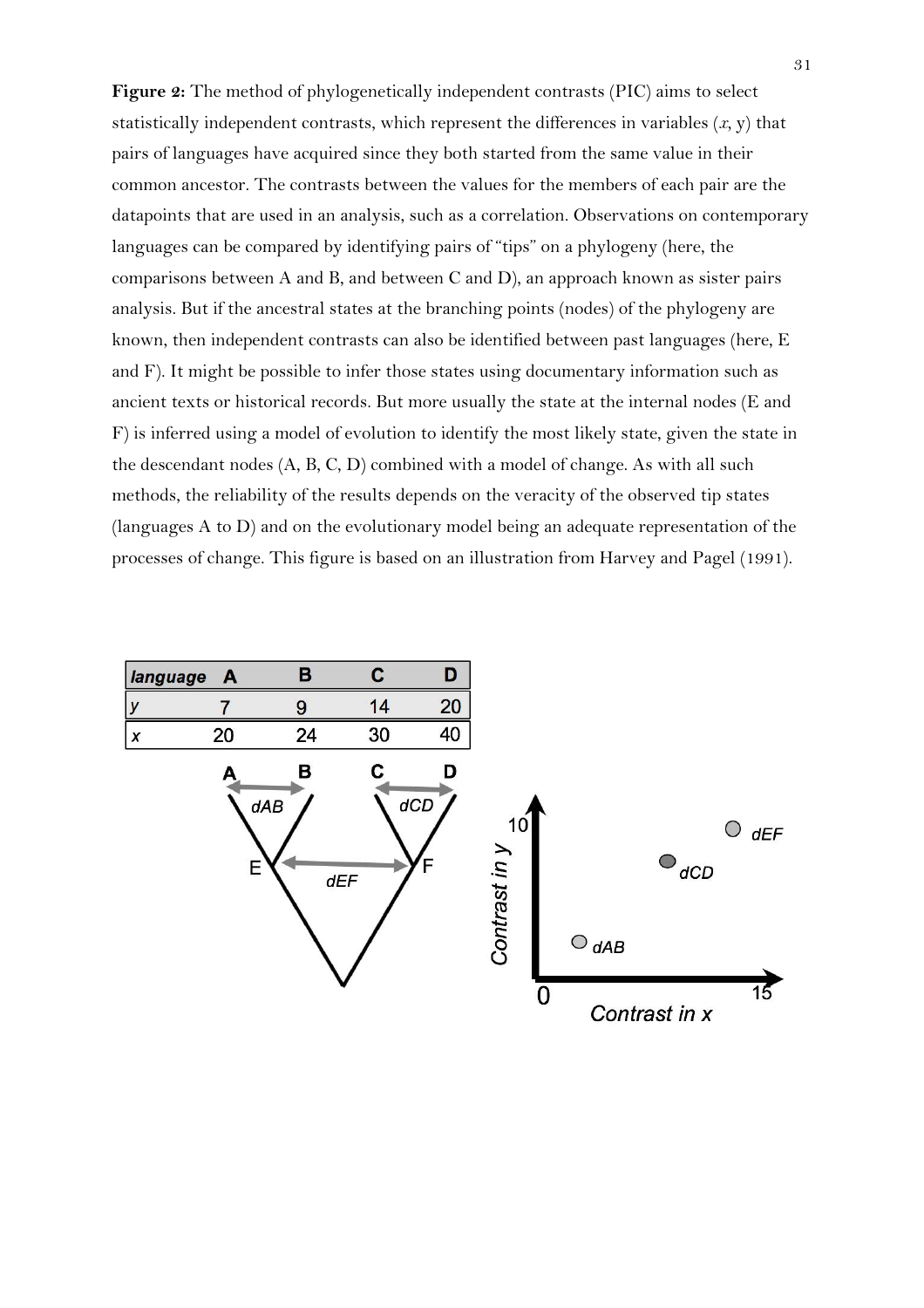**Figure 2:** The method of phylogenetically independent contrasts (PIC) aims to select statistically independent contrasts, which represent the differences in variables ($x$, y) that pairs of languages have acquired since they both started from the same value in their common ancestor. The contrasts between the values for the members of each pair are the datapoints that are used in an analysis, such as a correlation. Observations on contemporary languages can be compared by identifying pairs of "tips" on a phylogeny (here, the comparisons between A and B, and between C and D), an approach known as sister pairs analysis. But if the ancestral states at the branching points (nodes) of the phylogeny are known, then independent contrasts can also be identified between past languages (here, E and F). It might be possible to infer those states using documentary information such as ancient texts or historical records. But more usually the state at the internal nodes (E and F) is inferred using a model of evolution to identify the most likely state, given the state in the descendant nodes (A, B, C, D) combined with a model of change. As with all such methods, the reliability of the results depends on the veracity of the observed tip states (languages A to D) and on the evolutionary model being an adequate representation of the processes of change. This figure is based on an illustration from Harvey and Pagel (1991).

| *language* | A | B | C | D |
|---|---|---|---|---|
| *y* | 7 | 9 | 14 | 20 |
| *x* | 20 | 24 | 30 | 40 |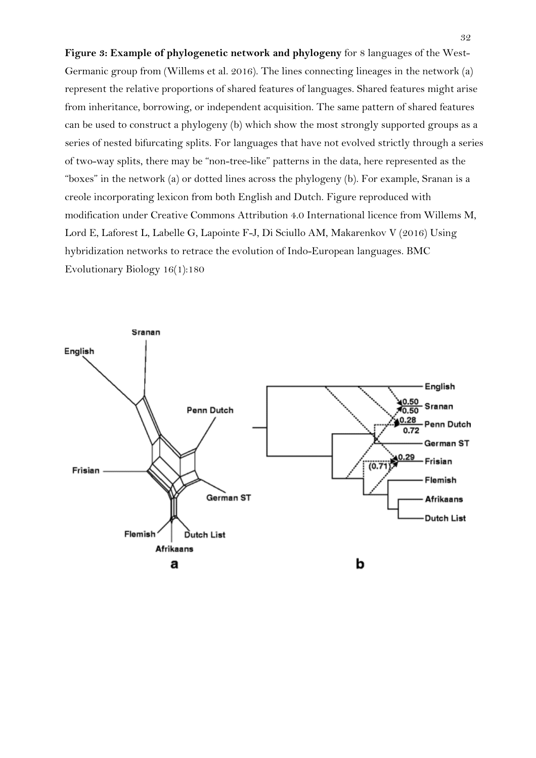**Figure 3: Example of phylogenetic network and phylogeny** for 8 languages of the West-Germanic group from (Willems et al. 2016). The lines connecting lineages in the network (a) represent the relative proportions of shared features of languages. Shared features might arise from inheritance, borrowing, or independent acquisition. The same pattern of shared features can be used to construct a phylogeny (b) which show the most strongly supported groups as a series of nested bifurcating splits. For languages that have not evolved strictly through a series of two-way splits, there may be "non-tree-like" patterns in the data, here represented as the "boxes" in the network (a) or dotted lines across the phylogeny (b). For example, Sranan is a creole incorporating lexicon from both English and Dutch. Figure reproduced with modification under Creative Commons Attribution 4.0 International licence from Willems M, Lord E, Laforest L, Labelle G, Lapointe F-J, Di Sciullo AM, Makarenkov V (2016) Using hybridization networks to retrace the evolution of Indo-European languages. BMC Evolutionary Biology 16(1):180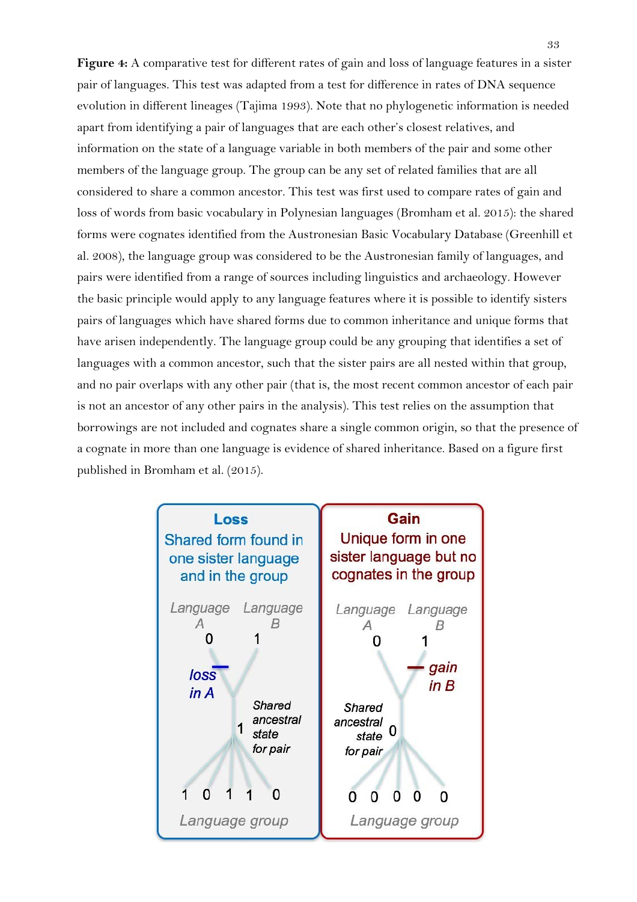**Figure 4:** A comparative test for different rates of gain and loss of language features in a sister pair of languages. This test was adapted from a test for difference in rates of DNA sequence evolution in different lineages (Tajima 1993). Note that no phylogenetic information is needed apart from identifying a pair of languages that are each other's closest relatives, and information on the state of a language variable in both members of the pair and some other members of the language group. The group can be any set of related families that are all considered to share a common ancestor. This test was first used to compare rates of gain and loss of words from basic vocabulary in Polynesian languages (Bromham et al. 2015): the shared forms were cognates identified from the Austronesian Basic Vocabulary Database (Greenhill et al. 2008), the language group was considered to be the Austronesian family of languages, and pairs were identified from a range of sources including linguistics and archaeology. However the basic principle would apply to any language features where it is possible to identify sisters pairs of languages which have shared forms due to common inheritance and unique forms that have arisen independently. The language group could be any grouping that identifies a set of languages with a common ancestor, such that the sister pairs are all nested within that group, and no pair overlaps with any other pair (that is, the most recent common ancestor of each pair is not an ancestor of any other pairs in the analysis). This test relies on the assumption that borrowings are not included and cognates share a single common origin, so that the presence of a cognate in more than one language is evidence of shared inheritance. Based on a figure first published in Bromham et al. (2015).

**Loss**
Shared form found in one sister language and in the group

Language A: 0 — Language B: 1
*loss in A*
Shared ancestral state for pair: 1
Language group: 1 0 1 1 0

**Gain**
Unique form in one sister language but no cognates in the group

Language A: 0 — Language B: 1
*gain in B*
Shared ancestral state for pair: 0
Language group: 0 0 0 0 0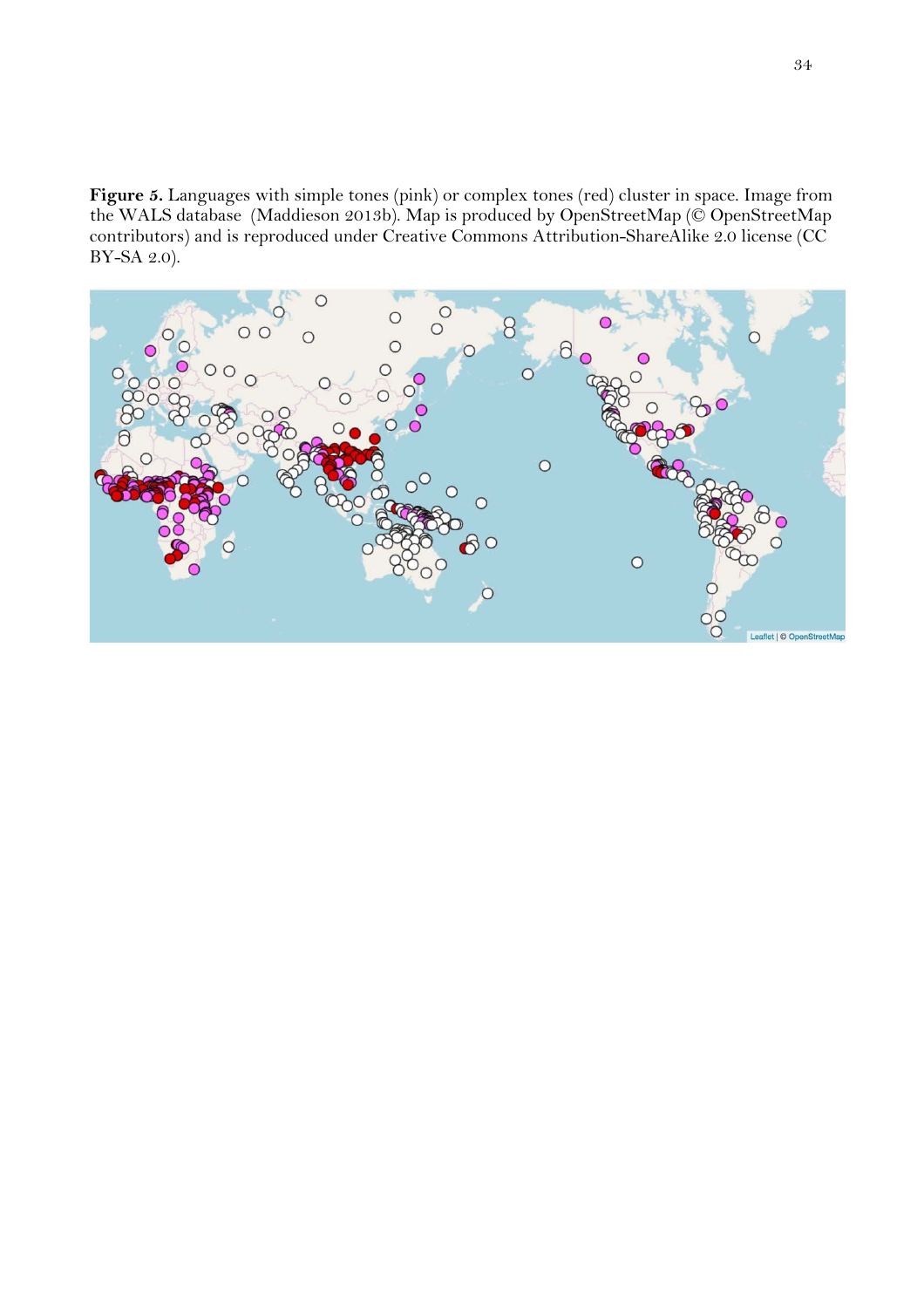**Figure 5.** Languages with simple tones (pink) or complex tones (red) cluster in space. Image from the WALS database (Maddieson 2013b). Map is produced by OpenStreetMap (© OpenStreetMap contributors) and is reproduced under Creative Commons Attribution-ShareAlike 2.0 license (CC BY-SA 2.0).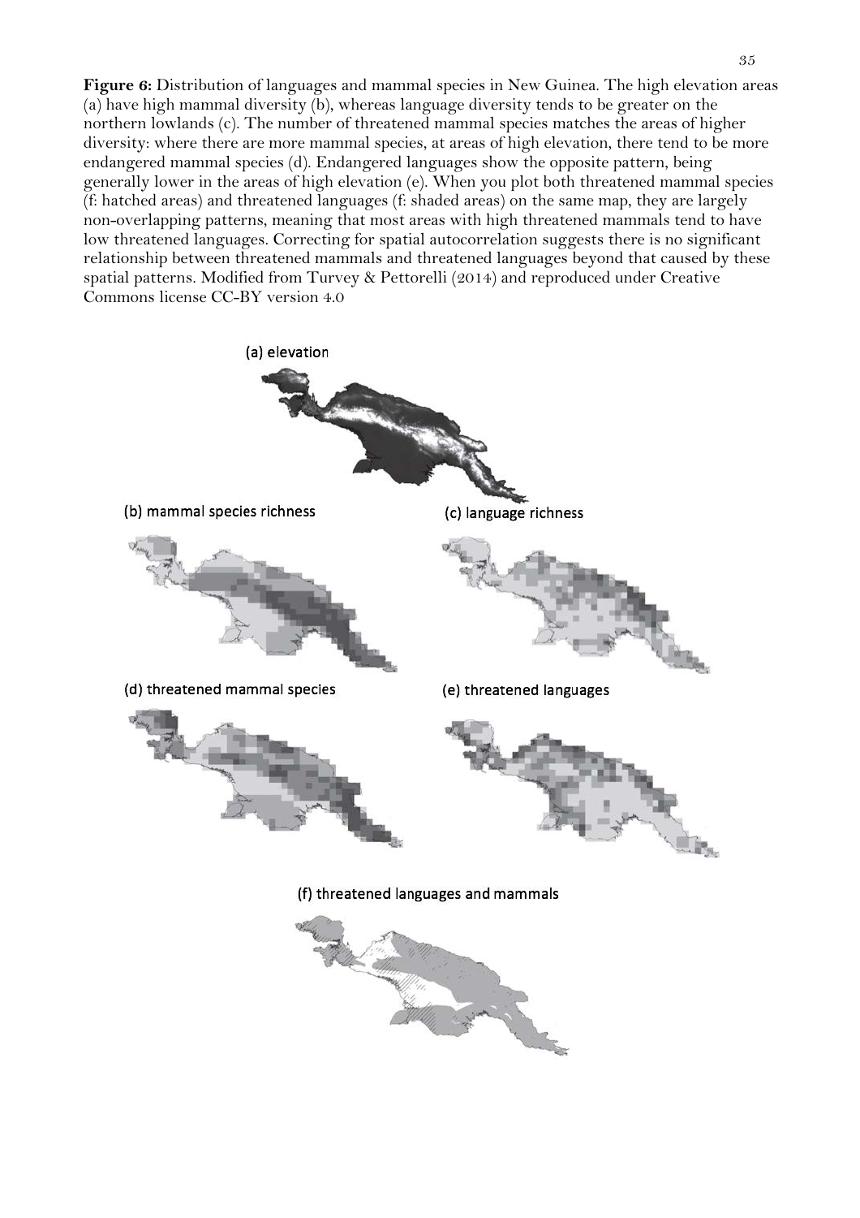**Figure 6:** Distribution of languages and mammal species in New Guinea. The high elevation areas (a) have high mammal diversity (b), whereas language diversity tends to be greater on the northern lowlands (c). The number of threatened mammal species matches the areas of higher diversity: where there are more mammal species, at areas of high elevation, there tend to be more endangered mammal species (d). Endangered languages show the opposite pattern, being generally lower in the areas of high elevation (e). When you plot both threatened mammal species (f: hatched areas) and threatened languages (f: shaded areas) on the same map, they are largely non-overlapping patterns, meaning that most areas with high threatened mammals tend to have low threatened languages. Correcting for spatial autocorrelation suggests there is no significant relationship between threatened mammals and threatened languages beyond that caused by these spatial patterns. Modified from Turvey & Pettorelli (2014) and reproduced under Creative Commons license CC-BY version 4.0

(a) elevation

(b) mammal species richness

(c) language richness

(d) threatened mammal species

(e) threatened languages

(f) threatened languages and mammals